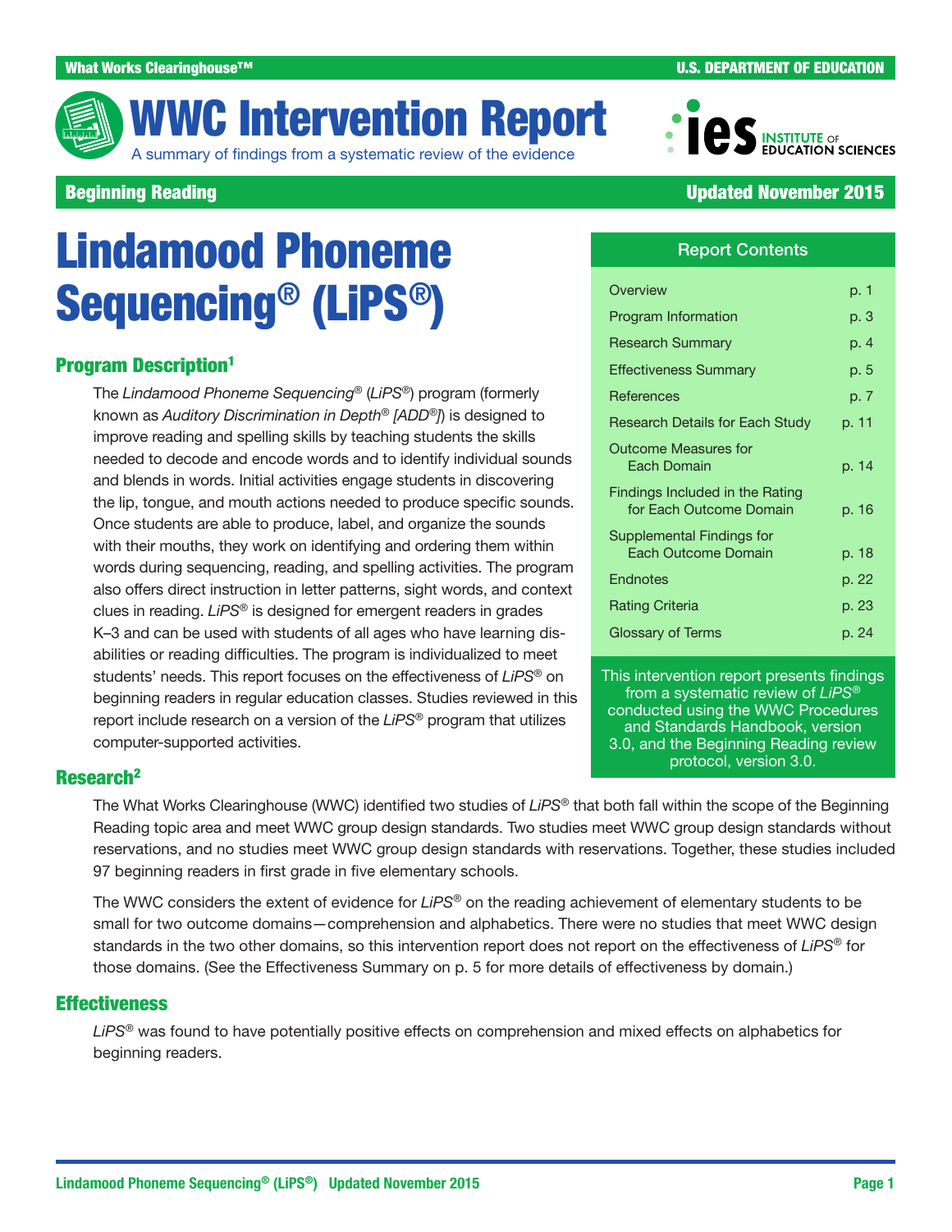What Works Clearinghouse™ U.S. DEPARTMENT OF EDUCATION

# WWC Intervention Report

A summary of findings from a systematic review of the evidence

**Beginning Reading** **Updated November 2015**

# Lindamood Phoneme Sequencing® (LiPS®)

| Report Contents | |
|---|---|
| Overview | p. 1 |
| Program Information | p. 3 |
| Research Summary | p. 4 |
| Effectiveness Summary | p. 5 |
| References | p. 7 |
| Research Details for Each Study | p. 11 |
| Outcome Measures for Each Domain | p. 14 |
| Findings Included in the Rating for Each Outcome Domain | p. 16 |
| Supplemental Findings for Each Outcome Domain | p. 18 |
| Endnotes | p. 22 |
| Rating Criteria | p. 23 |
| Glossary of Terms | p. 24 |

This intervention report presents findings from a systematic review of *LiPS*® conducted using the WWC Procedures and Standards Handbook, version 3.0, and the Beginning Reading review protocol, version 3.0.

## Program Description[1]

The *Lindamood Phoneme Sequencing*® (*LiPS*®) program (formerly known as *Auditory Discrimination in Depth*® *[ADD*®*]*) is designed to improve reading and spelling skills by teaching students the skills needed to decode and encode words and to identify individual sounds and blends in words. Initial activities engage students in discovering the lip, tongue, and mouth actions needed to produce specific sounds. Once students are able to produce, label, and organize the sounds with their mouths, they work on identifying and ordering them within words during sequencing, reading, and spelling activities. The program also offers direct instruction in letter patterns, sight words, and context clues in reading. *LiPS*® is designed for emergent readers in grades K–3 and can be used with students of all ages who have learning disabilities or reading difficulties. The program is individualized to meet students' needs. This report focuses on the effectiveness of *LiPS*® on beginning readers in regular education classes. Studies reviewed in this report include research on a version of the *LiPS*® program that utilizes computer-supported activities.

## Research[2]

The What Works Clearinghouse (WWC) identified two studies of *LiPS*® that both fall within the scope of the Beginning Reading topic area and meet WWC group design standards. Two studies meet WWC group design standards without reservations, and no studies meet WWC group design standards with reservations. Together, these studies included 97 beginning readers in first grade in five elementary schools.

The WWC considers the extent of evidence for *LiPS*® on the reading achievement of elementary students to be small for two outcome domains—comprehension and alphabetics. There were no studies that meet WWC design standards in the two other domains, so this intervention report does not report on the effectiveness of *LiPS*® for those domains. (See the Effectiveness Summary on p. 5 for more details of effectiveness by domain.)

## Effectiveness

*LiPS*® was found to have potentially positive effects on comprehension and mixed effects on alphabetics for beginning readers.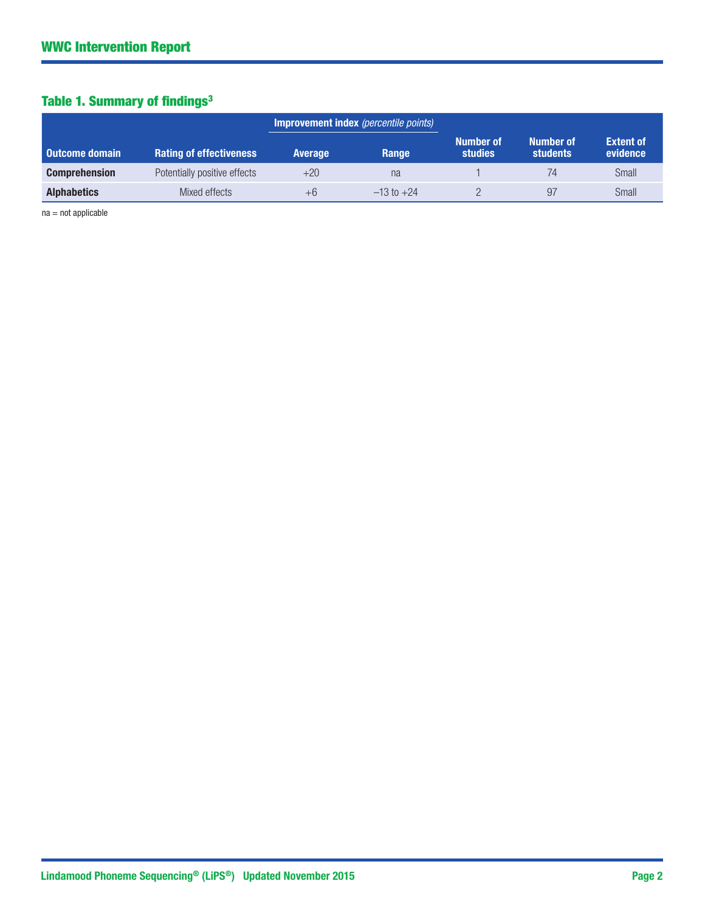### Table 1. Summary of findings[3]

| Outcome domain | Rating of effectiveness | Improvement index *(percentile points)* Average | Improvement index *(percentile points)* Range | Number of studies | Number of students | Extent of evidence |
|---|---|---|---|---|---|---|
| **Comprehension** | Potentially positive effects | +20 | na | 1 | 74 | Small |
| **Alphabetics** | Mixed effects | +6 | –13 to +24 | 2 | 97 | Small |

na = not applicable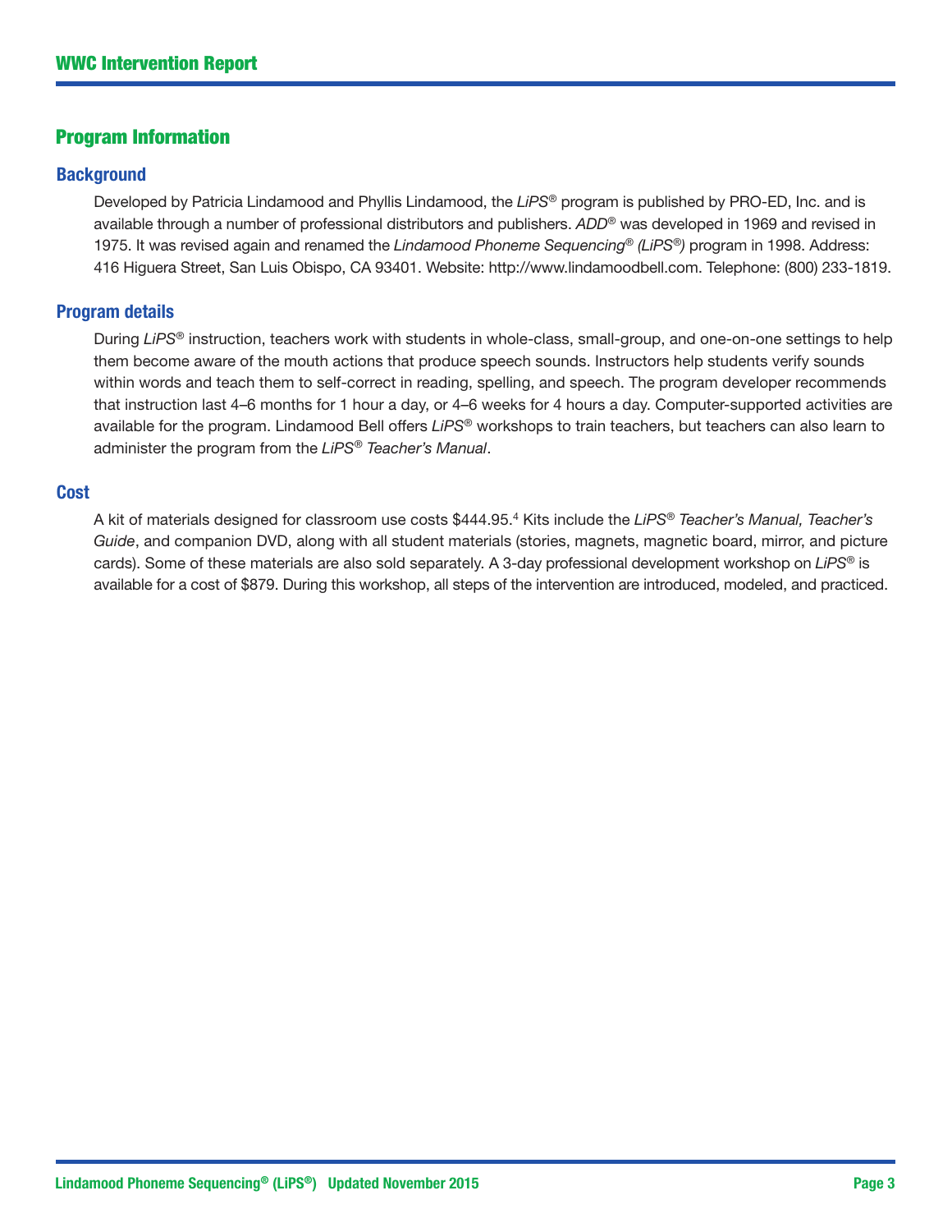## Program Information

### Background

Developed by Patricia Lindamood and Phyllis Lindamood, the *LiPS*® program is published by PRO-ED, Inc. and is available through a number of professional distributors and publishers. *ADD*® was developed in 1969 and revised in 1975. It was revised again and renamed the *Lindamood Phoneme Sequencing® (LiPS®)* program in 1998. Address: 416 Higuera Street, San Luis Obispo, CA 93401. Website: http://www.lindamoodbell.com. Telephone: (800) 233-1819.

### Program details

During *LiPS*® instruction, teachers work with students in whole-class, small-group, and one-on-one settings to help them become aware of the mouth actions that produce speech sounds. Instructors help students verify sounds within words and teach them to self-correct in reading, spelling, and speech. The program developer recommends that instruction last 4–6 months for 1 hour a day, or 4–6 weeks for 4 hours a day. Computer-supported activities are available for the program. Lindamood Bell offers *LiPS*® workshops to train teachers, but teachers can also learn to administer the program from the *LiPS® Teacher's Manual*.

### Cost

A kit of materials designed for classroom use costs $444.95.[4] Kits include the *LiPS® Teacher's Manual, Teacher's Guide*, and companion DVD, along with all student materials (stories, magnets, magnetic board, mirror, and picture cards). Some of these materials are also sold separately. A 3-day professional development workshop on *LiPS*® is available for a cost of $879. During this workshop, all steps of the intervention are introduced, modeled, and practiced.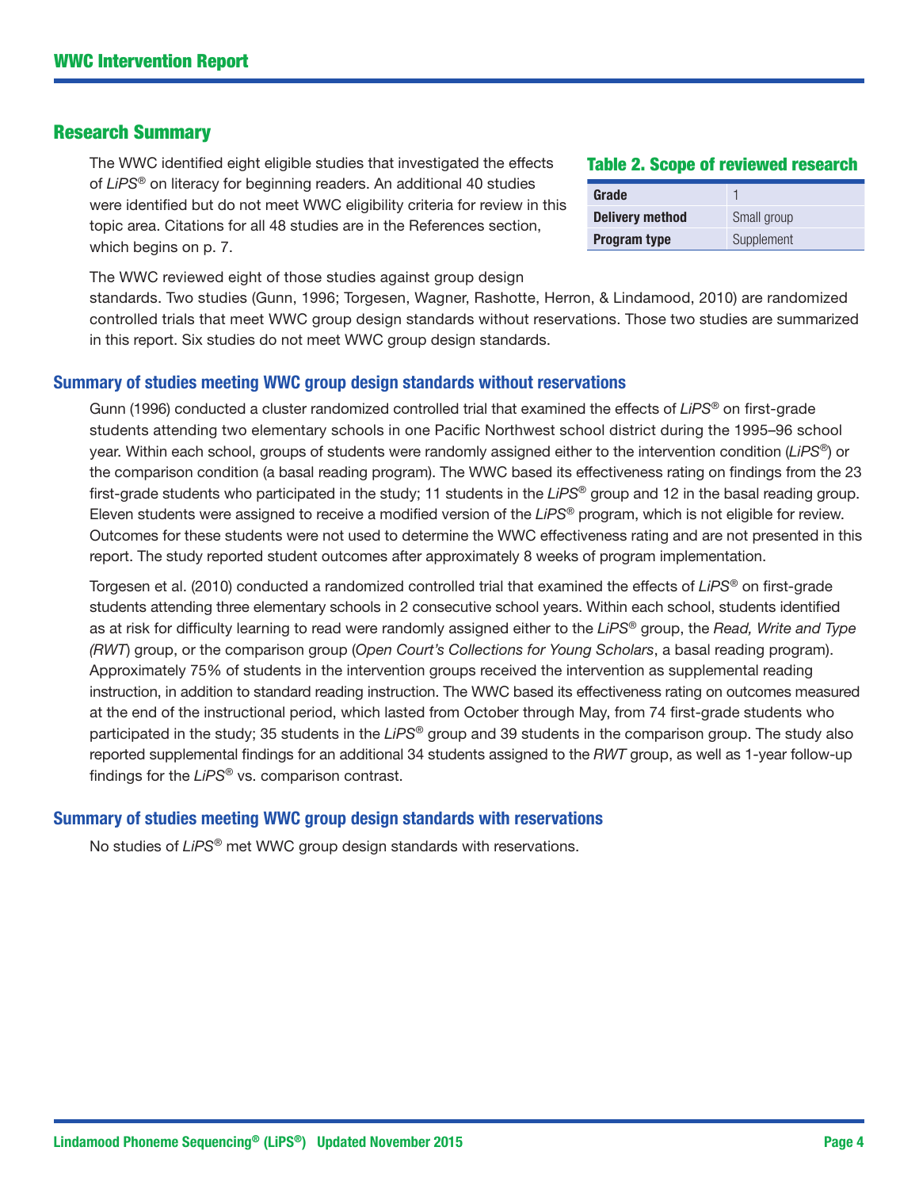## Research Summary

The WWC identified eight eligible studies that investigated the effects of *LiPS®* on literacy for beginning readers. An additional 40 studies were identified but do not meet WWC eligibility criteria for review in this topic area. Citations for all 48 studies are in the References section, which begins on p. 7.

**Table 2. Scope of reviewed research**

| | |
|---|---|
| **Grade** | 1 |
| **Delivery method** | Small group |
| **Program type** | Supplement |

The WWC reviewed eight of those studies against group design standards. Two studies (Gunn, 1996; Torgesen, Wagner, Rashotte, Herron, & Lindamood, 2010) are randomized controlled trials that meet WWC group design standards without reservations. Those two studies are summarized in this report. Six studies do not meet WWC group design standards.

### Summary of studies meeting WWC group design standards without reservations

Gunn (1996) conducted a cluster randomized controlled trial that examined the effects of *LiPS®* on first-grade students attending two elementary schools in one Pacific Northwest school district during the 1995–96 school year. Within each school, groups of students were randomly assigned either to the intervention condition (*LiPS®*) or the comparison condition (a basal reading program). The WWC based its effectiveness rating on findings from the 23 first-grade students who participated in the study; 11 students in the *LiPS®* group and 12 in the basal reading group. Eleven students were assigned to receive a modified version of the *LiPS®* program, which is not eligible for review. Outcomes for these students were not used to determine the WWC effectiveness rating and are not presented in this report. The study reported student outcomes after approximately 8 weeks of program implementation.

Torgesen et al. (2010) conducted a randomized controlled trial that examined the effects of *LiPS®* on first-grade students attending three elementary schools in 2 consecutive school years. Within each school, students identified as at risk for difficulty learning to read were randomly assigned either to the *LiPS®* group, the *Read, Write and Type (RWT)* group, or the comparison group (*Open Court's Collections for Young Scholars*, a basal reading program). Approximately 75% of students in the intervention groups received the intervention as supplemental reading instruction, in addition to standard reading instruction. The WWC based its effectiveness rating on outcomes measured at the end of the instructional period, which lasted from October through May, from 74 first-grade students who participated in the study; 35 students in the *LiPS®* group and 39 students in the comparison group. The study also reported supplemental findings for an additional 34 students assigned to the *RWT* group, as well as 1-year follow-up findings for the *LiPS®* vs. comparison contrast.

### Summary of studies meeting WWC group design standards with reservations

No studies of *LiPS®* met WWC group design standards with reservations.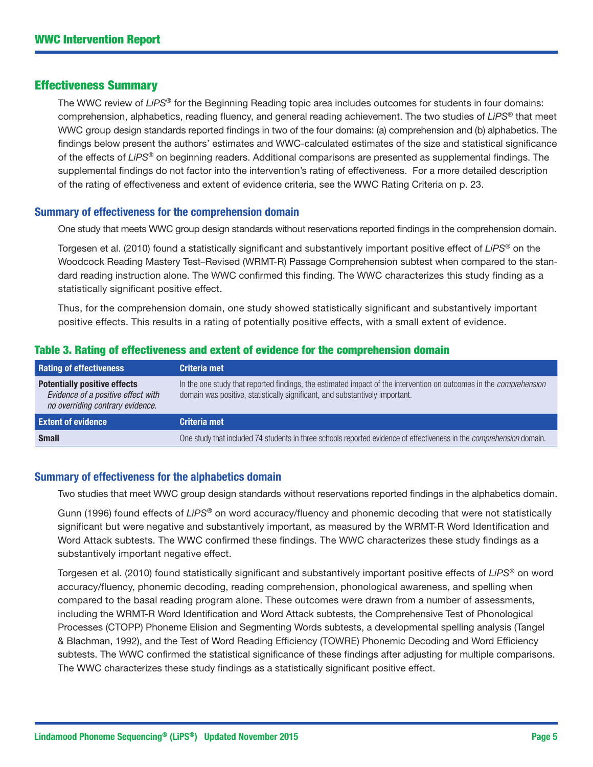## Effectiveness Summary

The WWC review of *LiPS*® for the Beginning Reading topic area includes outcomes for students in four domains: comprehension, alphabetics, reading fluency, and general reading achievement. The two studies of *LiPS*® that meet WWC group design standards reported findings in two of the four domains: (a) comprehension and (b) alphabetics. The findings below present the authors' estimates and WWC-calculated estimates of the size and statistical significance of the effects of *LiPS*® on beginning readers. Additional comparisons are presented as supplemental findings. The supplemental findings do not factor into the intervention's rating of effectiveness. For a more detailed description of the rating of effectiveness and extent of evidence criteria, see the WWC Rating Criteria on p. 23.

### Summary of effectiveness for the comprehension domain

One study that meets WWC group design standards without reservations reported findings in the comprehension domain.

Torgesen et al. (2010) found a statistically significant and substantively important positive effect of *LiPS*® on the Woodcock Reading Mastery Test–Revised (WRMT-R) Passage Comprehension subtest when compared to the standard reading instruction alone. The WWC confirmed this finding. The WWC characterizes this study finding as a statistically significant positive effect.

Thus, for the comprehension domain, one study showed statistically significant and substantively important positive effects. This results in a rating of potentially positive effects, with a small extent of evidence.

**Table 3. Rating of effectiveness and extent of evidence for the comprehension domain**

| Rating of effectiveness | Criteria met |
|---|---|
| **Potentially positive effects** *Evidence of a positive effect with no overriding contrary evidence.* | In the one study that reported findings, the estimated impact of the intervention on outcomes in the *comprehension* domain was positive, statistically significant, and substantively important. |
| **Extent of evidence** | **Criteria met** |
| **Small** | One study that included 74 students in three schools reported evidence of effectiveness in the *comprehension* domain. |

### Summary of effectiveness for the alphabetics domain

Two studies that meet WWC group design standards without reservations reported findings in the alphabetics domain.

Gunn (1996) found effects of *LiPS*® on word accuracy/fluency and phonemic decoding that were not statistically significant but were negative and substantively important, as measured by the WRMT-R Word Identification and Word Attack subtests. The WWC confirmed these findings. The WWC characterizes these study findings as a substantively important negative effect.

Torgesen et al. (2010) found statistically significant and substantively important positive effects of *LiPS*® on word accuracy/fluency, phonemic decoding, reading comprehension, phonological awareness, and spelling when compared to the basal reading program alone. These outcomes were drawn from a number of assessments, including the WRMT-R Word Identification and Word Attack subtests, the Comprehensive Test of Phonological Processes (CTOPP) Phoneme Elision and Segmenting Words subtests, a developmental spelling analysis (Tangel & Blachman, 1992), and the Test of Word Reading Efficiency (TOWRE) Phonemic Decoding and Word Efficiency subtests. The WWC confirmed the statistical significance of these findings after adjusting for multiple comparisons. The WWC characterizes these study findings as a statistically significant positive effect.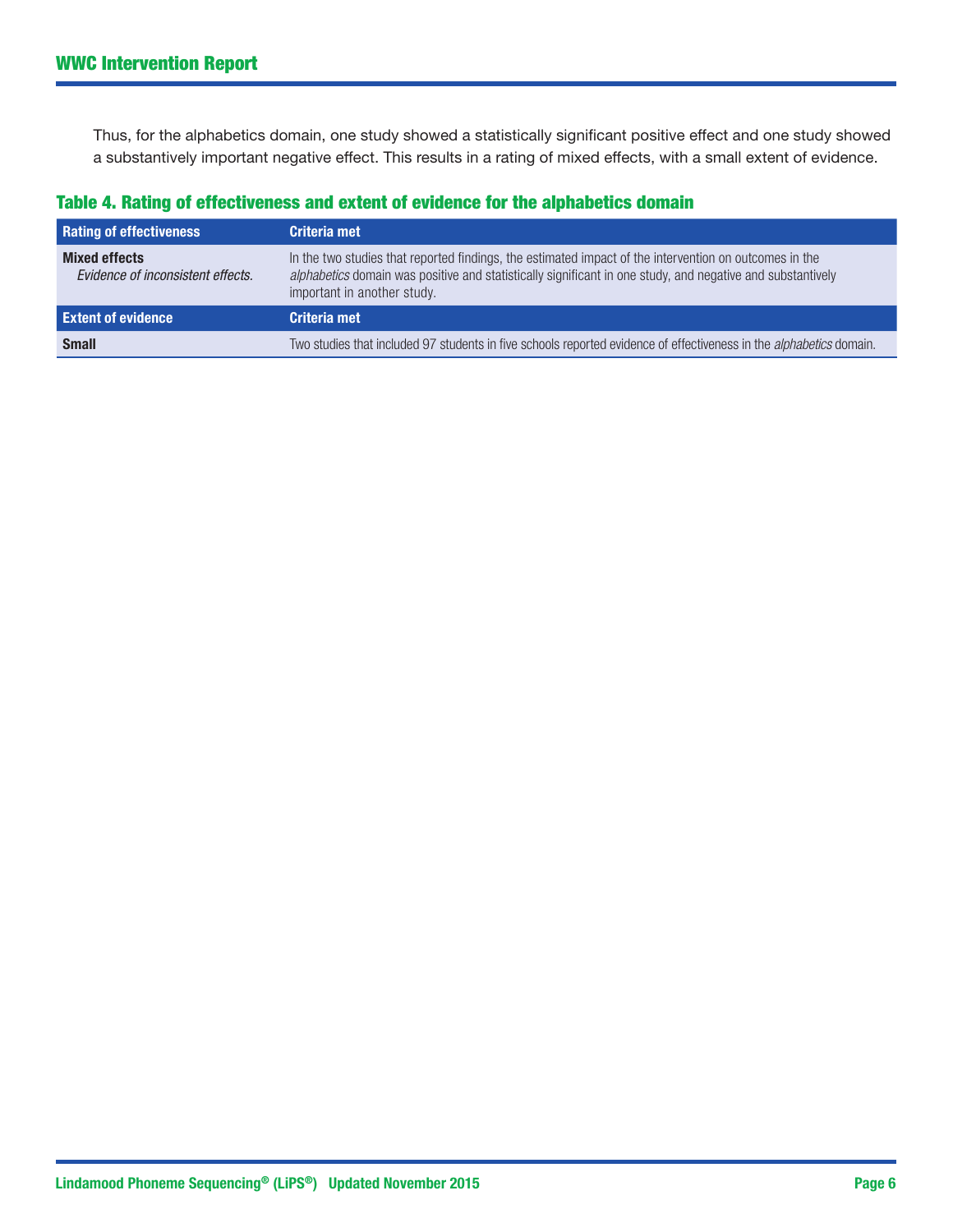Thus, for the alphabetics domain, one study showed a statistically significant positive effect and one study showed a substantively important negative effect. This results in a rating of mixed effects, with a small extent of evidence.

### Table 4. Rating of effectiveness and extent of evidence for the alphabetics domain

| Rating of effectiveness | Criteria met |
|---|---|
| **Mixed effects**<br>*Evidence of inconsistent effects.* | In the two studies that reported findings, the estimated impact of the intervention on outcomes in the *alphabetics* domain was positive and statistically significant in one study, and negative and substantively important in another study. |
| **Extent of evidence** | **Criteria met** |
| **Small** | Two studies that included 97 students in five schools reported evidence of effectiveness in the *alphabetics* domain. |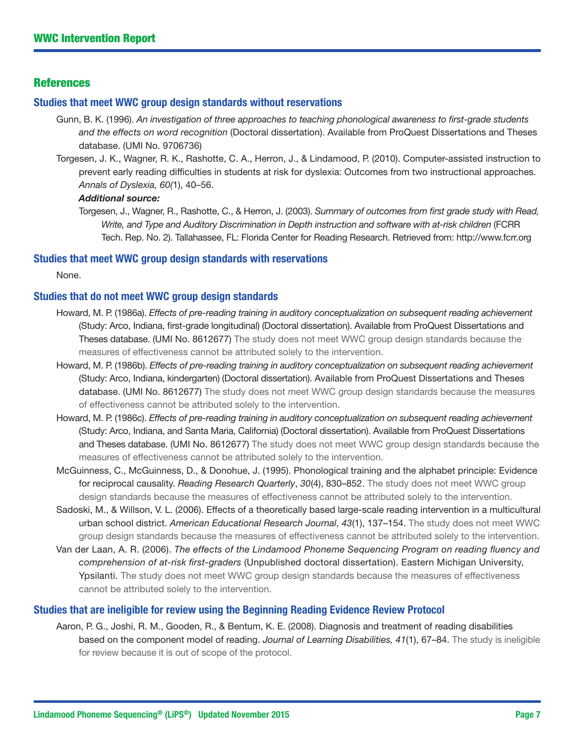## References

### Studies that meet WWC group design standards without reservations

Gunn, B. K. (1996). *An investigation of three approaches to teaching phonological awareness to first-grade students and the effects on word recognition* (Doctoral dissertation). Available from ProQuest Dissertations and Theses database. (UMI No. 9706736)

Torgesen, J. K., Wagner, R. K., Rashotte, C. A., Herron, J., & Lindamood, P. (2010). Computer-assisted instruction to prevent early reading difficulties in students at risk for dyslexia: Outcomes from two instructional approaches. *Annals of Dyslexia, 60(*1), 40–56.

***Additional source:***

Torgesen, J., Wagner, R., Rashotte, C., & Herron, J. (2003). *Summary of outcomes from first grade study with Read, Write, and Type and Auditory Discrimination in Depth instruction and software with at-risk children* (FCRR Tech. Rep. No. 2). Tallahassee, FL: Florida Center for Reading Research. Retrieved from: http://www.fcrr.org

### Studies that meet WWC group design standards with reservations

None.

### Studies that do not meet WWC group design standards

Howard, M. P. (1986a). *Effects of pre-reading training in auditory conceptualization on subsequent reading achievement* (Study: Arco, Indiana, first-grade longitudinal) (Doctoral dissertation). Available from ProQuest Dissertations and Theses database. (UMI No. 8612677) The study does not meet WWC group design standards because the measures of effectiveness cannot be attributed solely to the intervention.

Howard, M. P. (1986b). *Effects of pre-reading training in auditory conceptualization on subsequent reading achievement* (Study: Arco, Indiana, kindergarten) (Doctoral dissertation). Available from ProQuest Dissertations and Theses database. (UMI No. 8612677) The study does not meet WWC group design standards because the measures of effectiveness cannot be attributed solely to the intervention.

Howard, M. P. (1986c). *Effects of pre-reading training in auditory conceptualization on subsequent reading achievement* (Study: Arco, Indiana, and Santa Maria, California) (Doctoral dissertation). Available from ProQuest Dissertations and Theses database. (UMI No. 8612677) The study does not meet WWC group design standards because the measures of effectiveness cannot be attributed solely to the intervention.

McGuinness, C., McGuinness, D., & Donohue, J. (1995). Phonological training and the alphabet principle: Evidence for reciprocal causality. *Reading Research Quarterly*, *30*(4), 830–852. The study does not meet WWC group design standards because the measures of effectiveness cannot be attributed solely to the intervention.

Sadoski, M., & Willson, V. L. (2006). Effects of a theoretically based large-scale reading intervention in a multicultural urban school district. *American Educational Research Journal*, *43*(1), 137–154. The study does not meet WWC group design standards because the measures of effectiveness cannot be attributed solely to the intervention.

Van der Laan, A. R. (2006). *The effects of the Lindamood Phoneme Sequencing Program on reading fluency and comprehension of at-risk first-graders* (Unpublished doctoral dissertation). Eastern Michigan University, Ypsilanti. The study does not meet WWC group design standards because the measures of effectiveness cannot be attributed solely to the intervention.

### Studies that are ineligible for review using the Beginning Reading Evidence Review Protocol

Aaron, P. G., Joshi, R. M., Gooden, R., & Bentum, K. E. (2008). Diagnosis and treatment of reading disabilities based on the component model of reading. *Journal of Learning Disabilities, 41*(1), 67–84. The study is ineligible for review because it is out of scope of the protocol.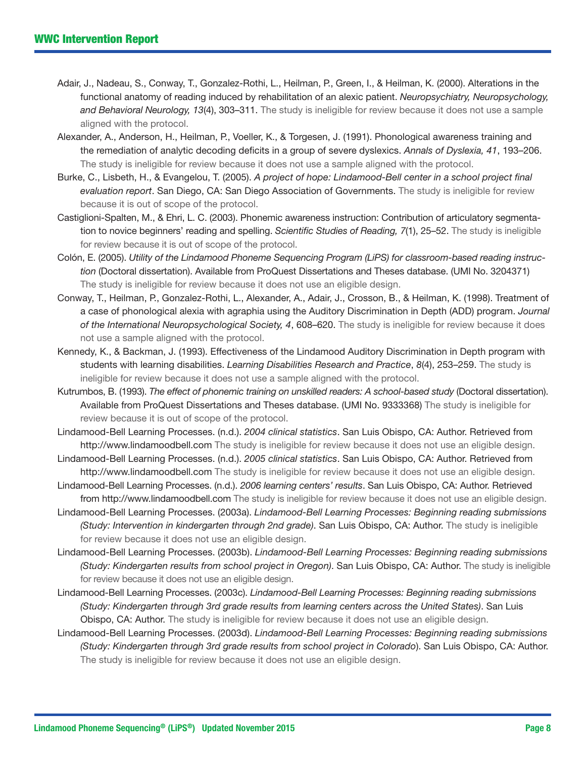Adair, J., Nadeau, S., Conway, T., Gonzalez-Rothi, L., Heilman, P., Green, I., & Heilman, K. (2000). Alterations in the functional anatomy of reading induced by rehabilitation of an alexic patient. *Neuropsychiatry, Neuropsychology, and Behavioral Neurology, 13*(4), 303–311. The study is ineligible for review because it does not use a sample aligned with the protocol.

Alexander, A., Anderson, H., Heilman, P., Voeller, K., & Torgesen, J. (1991). Phonological awareness training and the remediation of analytic decoding deficits in a group of severe dyslexics. *Annals of Dyslexia, 41*, 193–206. The study is ineligible for review because it does not use a sample aligned with the protocol.

Burke, C., Lisbeth, H., & Evangelou, T. (2005). *A project of hope: Lindamood-Bell center in a school project final evaluation report*. San Diego, CA: San Diego Association of Governments. The study is ineligible for review because it is out of scope of the protocol.

Castiglioni-Spalten, M., & Ehri, L. C. (2003). Phonemic awareness instruction: Contribution of articulatory segmentation to novice beginners' reading and spelling. *Scientific Studies of Reading, 7*(1), 25–52. The study is ineligible for review because it is out of scope of the protocol.

Colón, E. (2005). *Utility of the Lindamood Phoneme Sequencing Program (LiPS) for classroom-based reading instruction* (Doctoral dissertation). Available from ProQuest Dissertations and Theses database. (UMI No. 3204371) The study is ineligible for review because it does not use an eligible design.

Conway, T., Heilman, P., Gonzalez-Rothi, L., Alexander, A., Adair, J., Crosson, B., & Heilman, K. (1998). Treatment of a case of phonological alexia with agraphia using the Auditory Discrimination in Depth (ADD) program. *Journal of the International Neuropsychological Society, 4*, 608–620. The study is ineligible for review because it does not use a sample aligned with the protocol.

Kennedy, K., & Backman, J. (1993). Effectiveness of the Lindamood Auditory Discrimination in Depth program with students with learning disabilities. *Learning Disabilities Research and Practice*, *8*(4), 253–259. The study is ineligible for review because it does not use a sample aligned with the protocol.

Kutrumbos, B. (1993). *The effect of phonemic training on unskilled readers: A school-based study* (Doctoral dissertation). Available from ProQuest Dissertations and Theses database. (UMI No. 9333368) The study is ineligible for review because it is out of scope of the protocol.

Lindamood-Bell Learning Processes. (n.d.). *2004 clinical statistics*. San Luis Obispo, CA: Author. Retrieved from http://www.lindamoodbell.com The study is ineligible for review because it does not use an eligible design.

Lindamood-Bell Learning Processes. (n.d.). *2005 clinical statistics*. San Luis Obispo, CA: Author. Retrieved from http://www.lindamoodbell.com The study is ineligible for review because it does not use an eligible design.

Lindamood-Bell Learning Processes. (n.d.). *2006 learning centers' results*. San Luis Obispo, CA: Author. Retrieved from http://www.lindamoodbell.com The study is ineligible for review because it does not use an eligible design.

Lindamood-Bell Learning Processes. (2003a). *Lindamood-Bell Learning Processes: Beginning reading submissions (Study: Intervention in kindergarten through 2nd grade)*. San Luis Obispo, CA: Author. The study is ineligible for review because it does not use an eligible design.

Lindamood-Bell Learning Processes. (2003b). *Lindamood-Bell Learning Processes: Beginning reading submissions (Study: Kindergarten results from school project in Oregon)*. San Luis Obispo, CA: Author. The study is ineligible for review because it does not use an eligible design.

Lindamood-Bell Learning Processes. (2003c). *Lindamood-Bell Learning Processes: Beginning reading submissions (Study: Kindergarten through 3rd grade results from learning centers across the United States)*. San Luis Obispo, CA: Author. The study is ineligible for review because it does not use an eligible design.

Lindamood-Bell Learning Processes. (2003d). *Lindamood-Bell Learning Processes: Beginning reading submissions (Study: Kindergarten through 3rd grade results from school project in Colorado*). San Luis Obispo, CA: Author. The study is ineligible for review because it does not use an eligible design.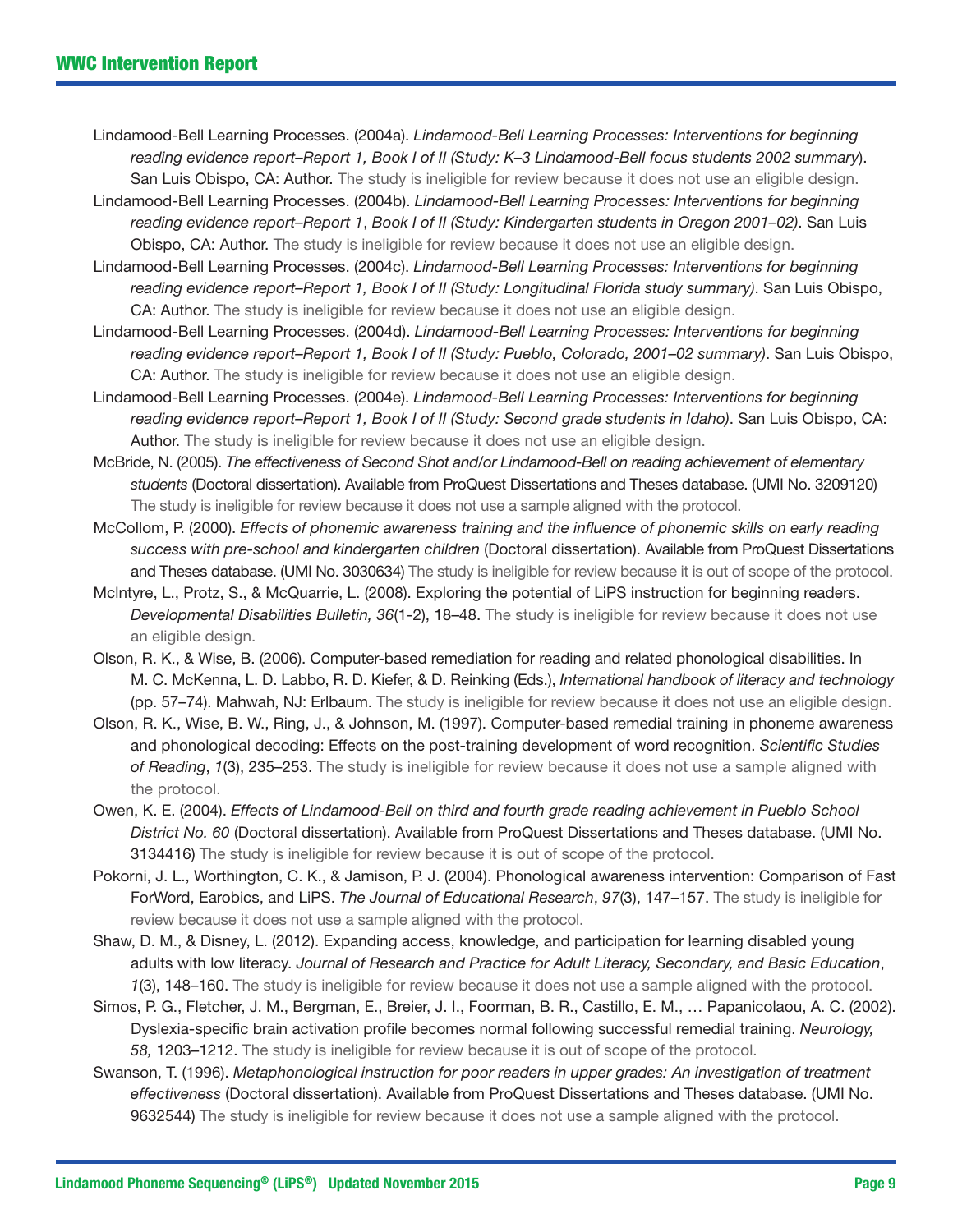Lindamood-Bell Learning Processes. (2004a). *Lindamood-Bell Learning Processes: Interventions for beginning reading evidence report–Report 1, Book I of II (Study: K–3 Lindamood-Bell focus students 2002 summary*). San Luis Obispo, CA: Author. The study is ineligible for review because it does not use an eligible design.

Lindamood-Bell Learning Processes. (2004b). *Lindamood-Bell Learning Processes: Interventions for beginning reading evidence report–Report 1*, *Book I of II (Study: Kindergarten students in Oregon 2001–02)*. San Luis Obispo, CA: Author. The study is ineligible for review because it does not use an eligible design.

Lindamood-Bell Learning Processes. (2004c). *Lindamood-Bell Learning Processes: Interventions for beginning reading evidence report–Report 1, Book I of II (Study: Longitudinal Florida study summary)*. San Luis Obispo, CA: Author. The study is ineligible for review because it does not use an eligible design.

Lindamood-Bell Learning Processes. (2004d). *Lindamood-Bell Learning Processes: Interventions for beginning reading evidence report–Report 1, Book I of II (Study: Pueblo, Colorado, 2001–02 summary)*. San Luis Obispo, CA: Author. The study is ineligible for review because it does not use an eligible design.

Lindamood-Bell Learning Processes. (2004e). *Lindamood-Bell Learning Processes: Interventions for beginning reading evidence report–Report 1, Book I of II (Study: Second grade students in Idaho)*. San Luis Obispo, CA: Author. The study is ineligible for review because it does not use an eligible design.

McBride, N. (2005). *The effectiveness of Second Shot and/or Lindamood-Bell on reading achievement of elementary students* (Doctoral dissertation). Available from ProQuest Dissertations and Theses database. (UMI No. 3209120) The study is ineligible for review because it does not use a sample aligned with the protocol.

McCollom, P. (2000). *Effects of phonemic awareness training and the influence of phonemic skills on early reading success with pre-school and kindergarten children* (Doctoral dissertation). Available from ProQuest Dissertations and Theses database. (UMI No. 3030634) The study is ineligible for review because it is out of scope of the protocol.

McIntyre, L., Protz, S., & McQuarrie, L. (2008). Exploring the potential of LiPS instruction for beginning readers. *Developmental Disabilities Bulletin, 36*(1-2), 18–48. The study is ineligible for review because it does not use an eligible design.

Olson, R. K., & Wise, B. (2006). Computer-based remediation for reading and related phonological disabilities. In M. C. McKenna, L. D. Labbo, R. D. Kiefer, & D. Reinking (Eds.), *International handbook of literacy and technology* (pp. 57–74). Mahwah, NJ: Erlbaum. The study is ineligible for review because it does not use an eligible design.

Olson, R. K., Wise, B. W., Ring, J., & Johnson, M. (1997). Computer-based remedial training in phoneme awareness and phonological decoding: Effects on the post-training development of word recognition. *Scientific Studies of Reading*, *1*(3), 235–253. The study is ineligible for review because it does not use a sample aligned with the protocol.

Owen, K. E. (2004). *Effects of Lindamood-Bell on third and fourth grade reading achievement in Pueblo School District No. 60* (Doctoral dissertation). Available from ProQuest Dissertations and Theses database. (UMI No. 3134416) The study is ineligible for review because it is out of scope of the protocol.

Pokorni, J. L., Worthington, C. K., & Jamison, P. J. (2004). Phonological awareness intervention: Comparison of Fast ForWord, Earobics, and LiPS. *The Journal of Educational Research*, *97*(3), 147–157. The study is ineligible for review because it does not use a sample aligned with the protocol.

Shaw, D. M., & Disney, L. (2012). Expanding access, knowledge, and participation for learning disabled young adults with low literacy. *Journal of Research and Practice for Adult Literacy, Secondary, and Basic Education*, *1*(3), 148–160. The study is ineligible for review because it does not use a sample aligned with the protocol.

Simos, P. G., Fletcher, J. M., Bergman, E., Breier, J. I., Foorman, B. R., Castillo, E. M., … Papanicolaou, A. C. (2002). Dyslexia-specific brain activation profile becomes normal following successful remedial training. *Neurology, 58,* 1203–1212. The study is ineligible for review because it is out of scope of the protocol.

Swanson, T. (1996). *Metaphonological instruction for poor readers in upper grades: An investigation of treatment effectiveness* (Doctoral dissertation). Available from ProQuest Dissertations and Theses database. (UMI No. 9632544) The study is ineligible for review because it does not use a sample aligned with the protocol.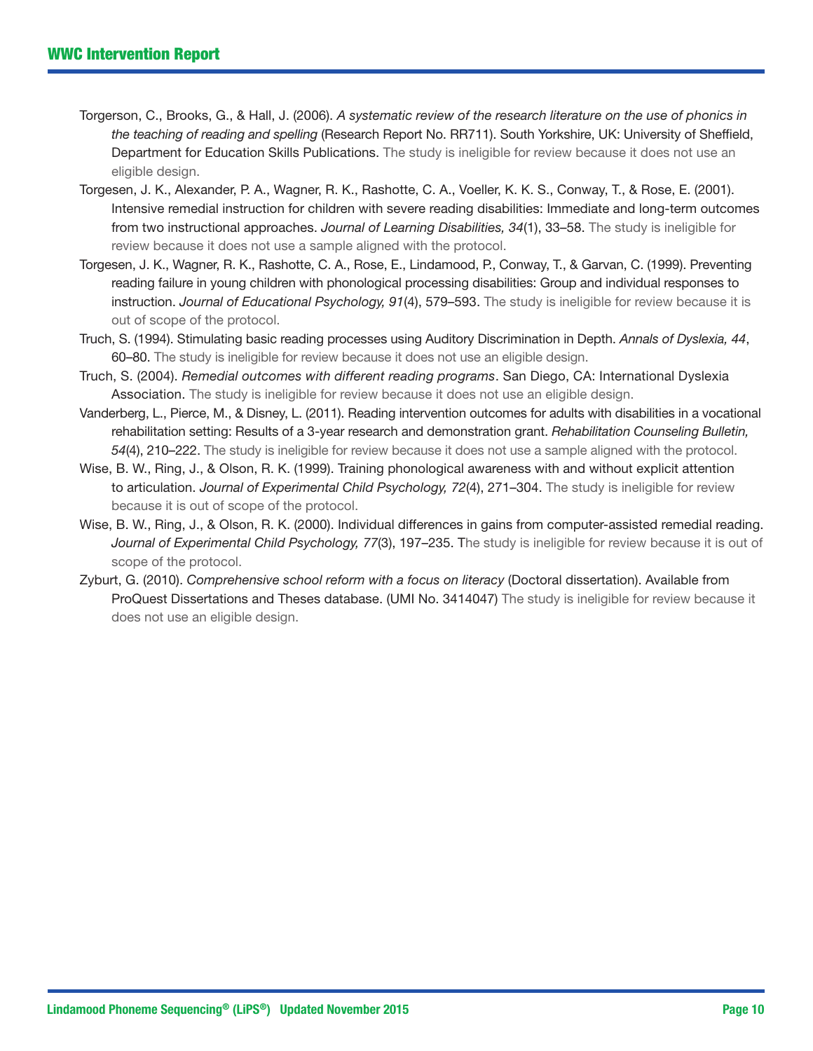Torgerson, C., Brooks, G., & Hall, J. (2006). *A systematic review of the research literature on the use of phonics in the teaching of reading and spelling* (Research Report No. RR711). South Yorkshire, UK: University of Sheffield, Department for Education Skills Publications. The study is ineligible for review because it does not use an eligible design.

Torgesen, J. K., Alexander, P. A., Wagner, R. K., Rashotte, C. A., Voeller, K. K. S., Conway, T., & Rose, E. (2001). Intensive remedial instruction for children with severe reading disabilities: Immediate and long-term outcomes from two instructional approaches. *Journal of Learning Disabilities, 34*(1), 33–58. The study is ineligible for review because it does not use a sample aligned with the protocol.

Torgesen, J. K., Wagner, R. K., Rashotte, C. A., Rose, E., Lindamood, P., Conway, T., & Garvan, C. (1999). Preventing reading failure in young children with phonological processing disabilities: Group and individual responses to instruction. *Journal of Educational Psychology, 91*(4), 579–593. The study is ineligible for review because it is out of scope of the protocol.

Truch, S. (1994). Stimulating basic reading processes using Auditory Discrimination in Depth. *Annals of Dyslexia, 44*, 60–80. The study is ineligible for review because it does not use an eligible design.

Truch, S. (2004). *Remedial outcomes with different reading programs*. San Diego, CA: International Dyslexia Association. The study is ineligible for review because it does not use an eligible design.

Vanderberg, L., Pierce, M., & Disney, L. (2011). Reading intervention outcomes for adults with disabilities in a vocational rehabilitation setting: Results of a 3-year research and demonstration grant. *Rehabilitation Counseling Bulletin, 54*(4), 210–222. The study is ineligible for review because it does not use a sample aligned with the protocol.

Wise, B. W., Ring, J., & Olson, R. K. (1999). Training phonological awareness with and without explicit attention to articulation. *Journal of Experimental Child Psychology, 72*(4), 271–304. The study is ineligible for review because it is out of scope of the protocol.

Wise, B. W., Ring, J., & Olson, R. K. (2000). Individual differences in gains from computer-assisted remedial reading. *Journal of Experimental Child Psychology, 77*(3), 197–235. The study is ineligible for review because it is out of scope of the protocol.

Zyburt, G. (2010). *Comprehensive school reform with a focus on literacy* (Doctoral dissertation). Available from ProQuest Dissertations and Theses database. (UMI No. 3414047) The study is ineligible for review because it does not use an eligible design.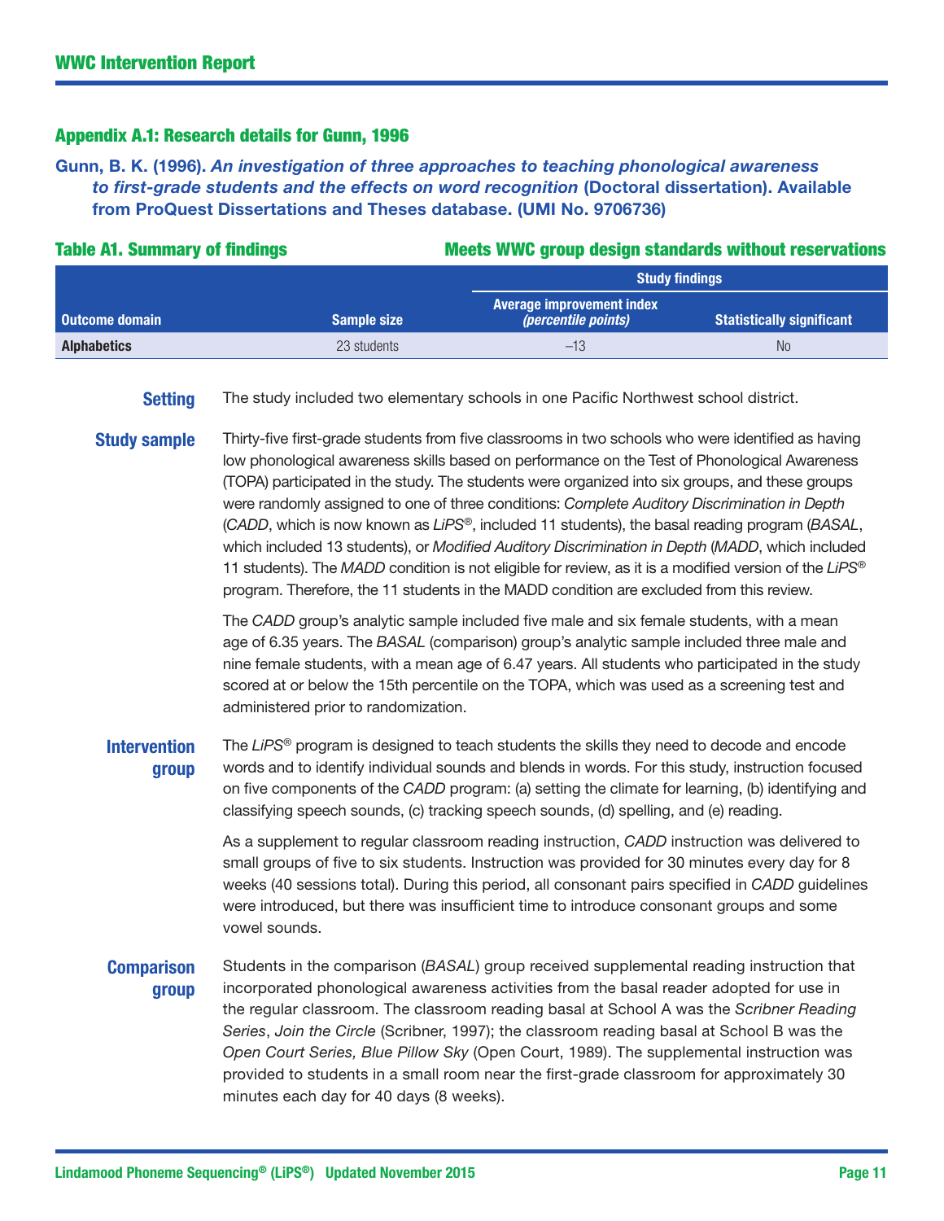## Appendix A.1: Research details for Gunn, 1996

**Gunn, B. K. (1996).** ***An investigation of three approaches to teaching phonological awareness to first-grade students and the effects on word recognition*** **(Doctoral dissertation). Available from ProQuest Dissertations and Theses database. (UMI No. 9706736)**

**Table A1. Summary of findings** — **Meets WWC group design standards without reservations**

| | | Study findings | |
|---|---|---|---|
| **Outcome domain** | **Sample size** | **Average improvement index** *(percentile points)* | **Statistically significant** |
| **Alphabetics** | 23 students | –13 | No |

**Setting**

The study included two elementary schools in one Pacific Northwest school district.

**Study sample**

Thirty-five first-grade students from five classrooms in two schools who were identified as having low phonological awareness skills based on performance on the Test of Phonological Awareness (TOPA) participated in the study. The students were organized into six groups, and these groups were randomly assigned to one of three conditions: *Complete Auditory Discrimination in Depth* (*CADD*, which is now known as *LiPS*®, included 11 students), the basal reading program (*BASAL*, which included 13 students), or *Modified Auditory Discrimination in Depth* (*MADD*, which included 11 students). The *MADD* condition is not eligible for review, as it is a modified version of the *LiPS*® program. Therefore, the 11 students in the MADD condition are excluded from this review.

The *CADD* group's analytic sample included five male and six female students, with a mean age of 6.35 years. The *BASAL* (comparison) group's analytic sample included three male and nine female students, with a mean age of 6.47 years. All students who participated in the study scored at or below the 15th percentile on the TOPA, which was used as a screening test and administered prior to randomization.

**Intervention group**

The *LiPS*® program is designed to teach students the skills they need to decode and encode words and to identify individual sounds and blends in words. For this study, instruction focused on five components of the *CADD* program: (a) setting the climate for learning, (b) identifying and classifying speech sounds, (c) tracking speech sounds, (d) spelling, and (e) reading.

As a supplement to regular classroom reading instruction, *CADD* instruction was delivered to small groups of five to six students. Instruction was provided for 30 minutes every day for 8 weeks (40 sessions total). During this period, all consonant pairs specified in *CADD* guidelines were introduced, but there was insufficient time to introduce consonant groups and some vowel sounds.

**Comparison group**

Students in the comparison (*BASAL*) group received supplemental reading instruction that incorporated phonological awareness activities from the basal reader adopted for use in the regular classroom. The classroom reading basal at School A was the *Scribner Reading Series*, *Join the Circle* (Scribner, 1997); the classroom reading basal at School B was the *Open Court Series, Blue Pillow Sky* (Open Court, 1989). The supplemental instruction was provided to students in a small room near the first-grade classroom for approximately 30 minutes each day for 40 days (8 weeks).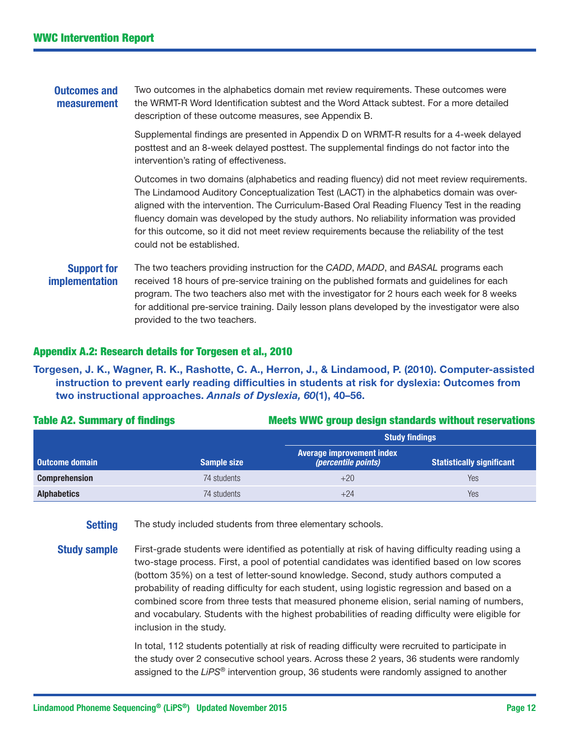**Outcomes and measurement**

Two outcomes in the alphabetics domain met review requirements. These outcomes were the WRMT-R Word Identification subtest and the Word Attack subtest. For a more detailed description of these outcome measures, see Appendix B.

Supplemental findings are presented in Appendix D on WRMT-R results for a 4-week delayed posttest and an 8-week delayed posttest. The supplemental findings do not factor into the intervention's rating of effectiveness.

Outcomes in two domains (alphabetics and reading fluency) did not meet review requirements. The Lindamood Auditory Conceptualization Test (LACT) in the alphabetics domain was over-aligned with the intervention. The Curriculum-Based Oral Reading Fluency Test in the reading fluency domain was developed by the study authors. No reliability information was provided for this outcome, so it did not meet review requirements because the reliability of the test could not be established.

**Support for implementation**

The two teachers providing instruction for the *CADD*, *MADD*, and *BASAL* programs each received 18 hours of pre-service training on the published formats and guidelines for each program. The two teachers also met with the investigator for 2 hours each week for 8 weeks for additional pre-service training. Daily lesson plans developed by the investigator were also provided to the two teachers.

## Appendix A.2: Research details for Torgesen et al., 2010

**Torgesen, J. K., Wagner, R. K., Rashotte, C. A., Herron, J., & Lindamood, P. (2010). Computer-assisted instruction to prevent early reading difficulties in students at risk for dyslexia: Outcomes from two instructional approaches. *Annals of Dyslexia, 60*(1), 40–56.**

**Table A2. Summary of findings** — **Meets WWC group design standards without reservations**

| | | Study findings | |
|---|---|---|---|
| **Outcome domain** | **Sample size** | **Average improvement index *(percentile points)*** | **Statistically significant** |
| **Comprehension** | 74 students | +20 | Yes |
| **Alphabetics** | 74 students | +24 | Yes |

**Setting**

The study included students from three elementary schools.

**Study sample**

First-grade students were identified as potentially at risk of having difficulty reading using a two-stage process. First, a pool of potential candidates was identified based on low scores (bottom 35%) on a test of letter-sound knowledge. Second, study authors computed a probability of reading difficulty for each student, using logistic regression and based on a combined score from three tests that measured phoneme elision, serial naming of numbers, and vocabulary. Students with the highest probabilities of reading difficulty were eligible for inclusion in the study.

In total, 112 students potentially at risk of reading difficulty were recruited to participate in the study over 2 consecutive school years. Across these 2 years, 36 students were randomly assigned to the *LiPS*® intervention group, 36 students were randomly assigned to another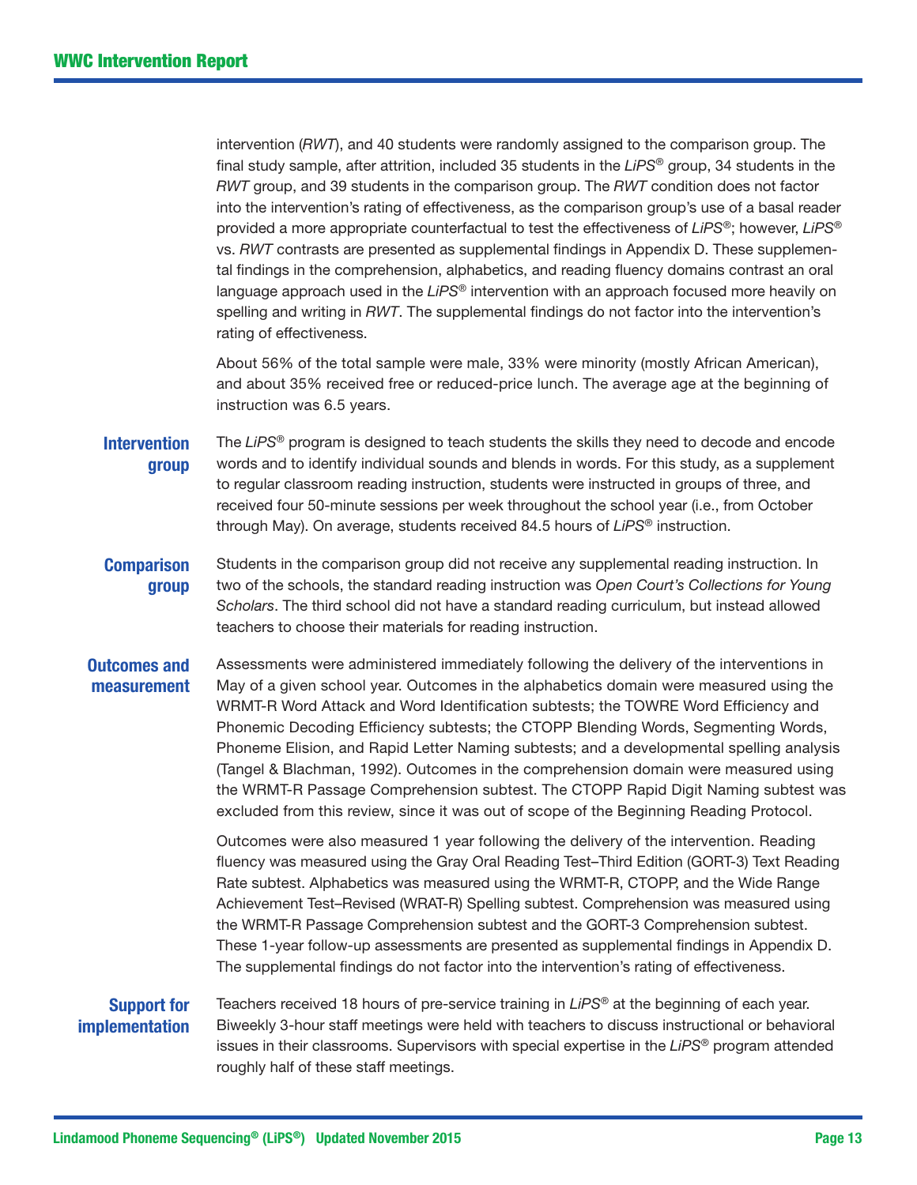intervention (*RWT*), and 40 students were randomly assigned to the comparison group. The final study sample, after attrition, included 35 students in the *LiPS*® group, 34 students in the *RWT* group, and 39 students in the comparison group. The *RWT* condition does not factor into the intervention's rating of effectiveness, as the comparison group's use of a basal reader provided a more appropriate counterfactual to test the effectiveness of *LiPS*®; however, *LiPS*® vs. *RWT* contrasts are presented as supplemental findings in Appendix D. These supplemental findings in the comprehension, alphabetics, and reading fluency domains contrast an oral language approach used in the *LiPS*® intervention with an approach focused more heavily on spelling and writing in *RWT*. The supplemental findings do not factor into the intervention's rating of effectiveness.

About 56% of the total sample were male, 33% were minority (mostly African American), and about 35% received free or reduced-price lunch. The average age at the beginning of instruction was 6.5 years.

**Intervention group**

The *LiPS*® program is designed to teach students the skills they need to decode and encode words and to identify individual sounds and blends in words. For this study, as a supplement to regular classroom reading instruction, students were instructed in groups of three, and received four 50-minute sessions per week throughout the school year (i.e., from October through May). On average, students received 84.5 hours of *LiPS*® instruction.

**Comparison group**

Students in the comparison group did not receive any supplemental reading instruction. In two of the schools, the standard reading instruction was *Open Court's Collections for Young Scholars*. The third school did not have a standard reading curriculum, but instead allowed teachers to choose their materials for reading instruction.

**Outcomes and measurement**

Assessments were administered immediately following the delivery of the interventions in May of a given school year. Outcomes in the alphabetics domain were measured using the WRMT-R Word Attack and Word Identification subtests; the TOWRE Word Efficiency and Phonemic Decoding Efficiency subtests; the CTOPP Blending Words, Segmenting Words, Phoneme Elision, and Rapid Letter Naming subtests; and a developmental spelling analysis (Tangel & Blachman, 1992). Outcomes in the comprehension domain were measured using the WRMT-R Passage Comprehension subtest. The CTOPP Rapid Digit Naming subtest was excluded from this review, since it was out of scope of the Beginning Reading Protocol.

Outcomes were also measured 1 year following the delivery of the intervention. Reading fluency was measured using the Gray Oral Reading Test–Third Edition (GORT-3) Text Reading Rate subtest. Alphabetics was measured using the WRMT-R, CTOPP, and the Wide Range Achievement Test–Revised (WRAT-R) Spelling subtest. Comprehension was measured using the WRMT-R Passage Comprehension subtest and the GORT-3 Comprehension subtest. These 1-year follow-up assessments are presented as supplemental findings in Appendix D. The supplemental findings do not factor into the intervention's rating of effectiveness.

**Support for implementation**

Teachers received 18 hours of pre-service training in *LiPS*® at the beginning of each year. Biweekly 3-hour staff meetings were held with teachers to discuss instructional or behavioral issues in their classrooms. Supervisors with special expertise in the *LiPS*® program attended roughly half of these staff meetings.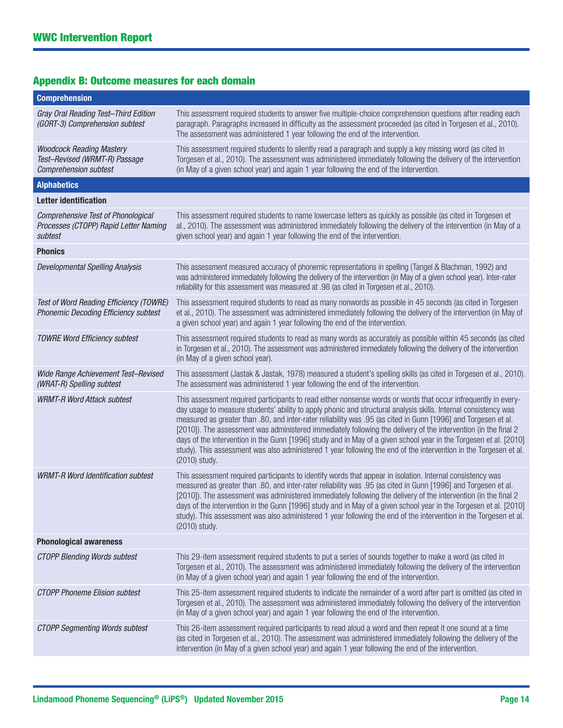## Appendix B: Outcome measures for each domain

| **Comprehension** | |
|---|---|
| *Gray Oral Reading Test–Third Edition (GORT-3) Comprehension subtest* | This assessment required students to answer five multiple-choice comprehension questions after reading each paragraph. Paragraphs increased in difficulty as the assessment proceeded (as cited in Torgesen et al., 2010). The assessment was administered 1 year following the end of the intervention. |
| *Woodcock Reading Mastery Test–Revised (WRMT-R) Passage Comprehension subtest* | This assessment required students to silently read a paragraph and supply a key missing word (as cited in Torgesen et al., 2010). The assessment was administered immediately following the delivery of the intervention (in May of a given school year) and again 1 year following the end of the intervention. |
| **Alphabetics** | |
| **Letter identification** | |
| *Comprehensive Test of Phonological Processes (CTOPP) Rapid Letter Naming subtest* | This assessment required students to name lowercase letters as quickly as possible (as cited in Torgesen et al., 2010). The assessment was administered immediately following the delivery of the intervention (in May of a given school year) and again 1 year following the end of the intervention. |
| **Phonics** | |
| *Developmental Spelling Analysis* | This assessment measured accuracy of phonemic representations in spelling (Tangel & Blachman, 1992) and was administered immediately following the delivery of the intervention (in May of a given school year). Inter-rater reliability for this assessment was measured at .98 (as cited in Torgesen et al., 2010). |
| *Test of Word Reading Efficiency (TOWRE) Phonemic Decoding Efficiency subtest* | This assessment required students to read as many nonwords as possible in 45 seconds (as cited in Torgesen et al., 2010). The assessment was administered immediately following the delivery of the intervention (in May of a given school year) and again 1 year following the end of the intervention. |
| *TOWRE Word Efficiency subtest* | This assessment required students to read as many words as accurately as possible within 45 seconds (as cited in Torgesen et al., 2010). The assessment was administered immediately following the delivery of the intervention (in May of a given school year). |
| *Wide Range Achievement Test–Revised (WRAT-R) Spelling subtest* | This assessment (Jastak & Jastak, 1978) measured a student's spelling skills (as cited in Torgesen et al., 2010). The assessment was administered 1 year following the end of the intervention. |
| *WRMT-R Word Attack subtest* | This assessment required participants to read either nonsense words or words that occur infrequently in every-day usage to measure students' ability to apply phonic and structural analysis skills. Internal consistency was measured as greater than .80, and inter-rater reliability was .95 (as cited in Gunn [1996] and Torgesen et al. [2010]). The assessment was administered immediately following the delivery of the intervention (in the final 2 days of the intervention in the Gunn [1996] study and in May of a given school year in the Torgesen et al. [2010] study). This assessment was also administered 1 year following the end of the intervention in the Torgesen et al. (2010) study. |
| *WRMT-R Word Identification subtest* | This assessment required participants to identify words that appear in isolation. Internal consistency was measured as greater than .80, and inter-rater reliability was .95 (as cited in Gunn [1996] and Torgesen et al. [2010]). The assessment was administered immediately following the delivery of the intervention (in the final 2 days of the intervention in the Gunn [1996] study and in May of a given school year in the Torgesen et al. [2010] study). This assessment was also administered 1 year following the end of the intervention in the Torgesen et al. (2010) study. |
| **Phonological awareness** | |
| *CTOPP Blending Words subtest* | This 29-item assessment required students to put a series of sounds together to make a word (as cited in Torgesen et al., 2010). The assessment was administered immediately following the delivery of the intervention (in May of a given school year) and again 1 year following the end of the intervention. |
| *CTOPP Phoneme Elision subtest* | This 25-item assessment required students to indicate the remainder of a word after part is omitted (as cited in Torgesen et al., 2010). The assessment was administered immediately following the delivery of the intervention (in May of a given school year) and again 1 year following the end of the intervention. |
| *CTOPP Segmenting Words subtest* | This 26-item assessment required participants to read aloud a word and then repeat it one sound at a time (as cited in Torgesen et al., 2010). The assessment was administered immediately following the delivery of the intervention (in May of a given school year) and again 1 year following the end of the intervention. |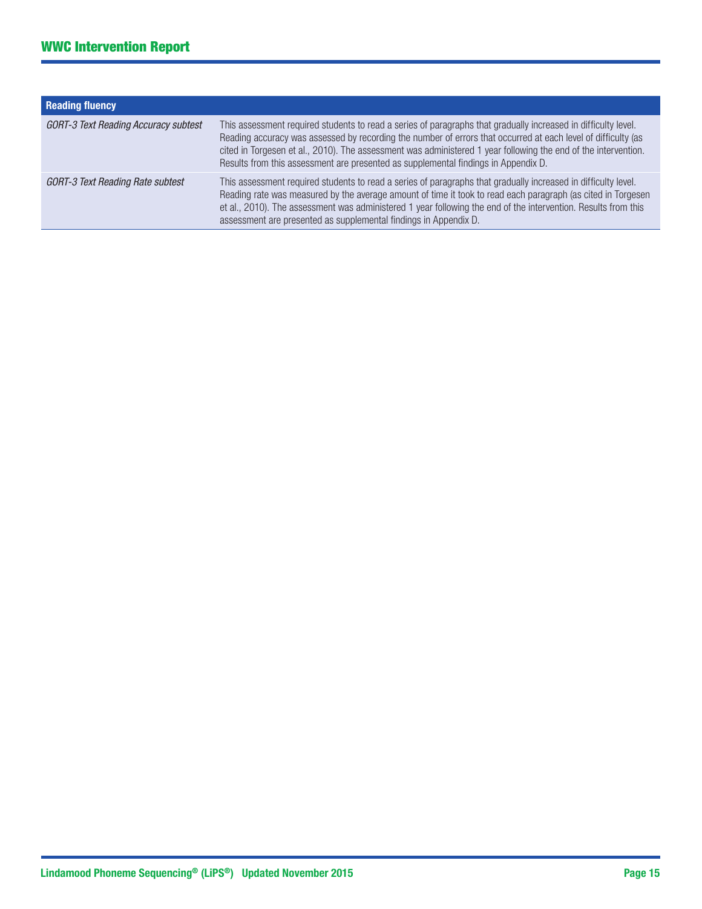| Reading fluency | |
|---|---|
| *GORT-3 Text Reading Accuracy subtest* | This assessment required students to read a series of paragraphs that gradually increased in difficulty level. Reading accuracy was assessed by recording the number of errors that occurred at each level of difficulty (as cited in Torgesen et al., 2010). The assessment was administered 1 year following the end of the intervention. Results from this assessment are presented as supplemental findings in Appendix D. |
| *GORT-3 Text Reading Rate subtest* | This assessment required students to read a series of paragraphs that gradually increased in difficulty level. Reading rate was measured by the average amount of time it took to read each paragraph (as cited in Torgesen et al., 2010). The assessment was administered 1 year following the end of the intervention. Results from this assessment are presented as supplemental findings in Appendix D. |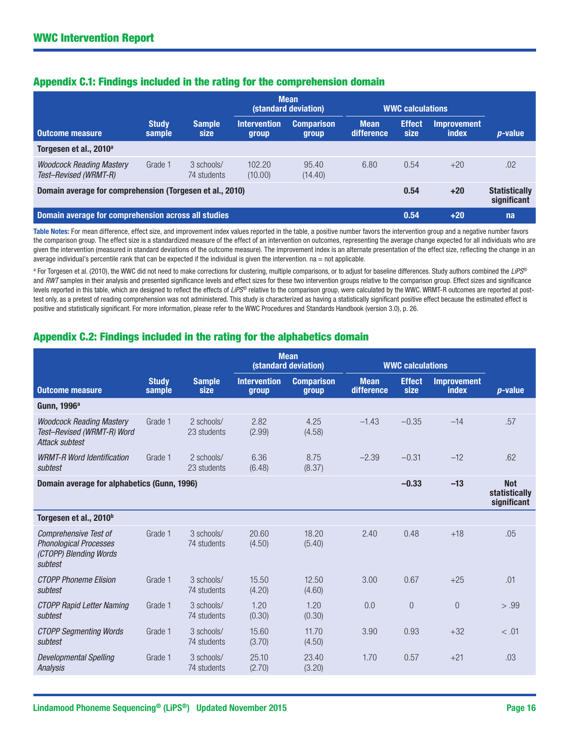## Appendix C.1: Findings included in the rating for the comprehension domain

| Outcome measure | Study sample | Sample size | Mean (standard deviation) | | WWC calculations | | | p-value |
|---|---|---|---|---|---|---|---|---|
| | | | Intervention group | Comparison group | Mean difference | Effect size | Improvement index | |
| **Torgesen et al., 2010[a]** | | | | | | | | |
| *Woodcock Reading Mastery Test–Revised (WRMT-R)* | Grade 1 | 3 schools/ 74 students | 102.20 (10.00) | 95.40 (14.40) | 6.80 | 0.54 | +20 | .02 |
| **Domain average for comprehension (Torgesen et al., 2010)** | | | | | | **0.54** | **+20** | **Statistically significant** |
| **Domain average for comprehension across all studies** | | | | | | **0.54** | **+20** | **na** |

**Table Notes:** For mean difference, effect size, and improvement index values reported in the table, a positive number favors the intervention group and a negative number favors the comparison group. The effect size is a standardized measure of the effect of an intervention on outcomes, representing the average change expected for all individuals who are given the intervention (measured in standard deviations of the outcome measure). The improvement index is an alternate presentation of the effect size, reflecting the change in an average individual's percentile rank that can be expected if the individual is given the intervention. na = not applicable.

[a] For Torgesen et al. (2010), the WWC did not need to make corrections for clustering, multiple comparisons, or to adjust for baseline differences. Study authors combined the *LiPS*® and *RWT* samples in their analysis and presented significance levels and effect sizes for these two intervention groups relative to the comparison group. Effect sizes and significance levels reported in this table, which are designed to reflect the effects of *LiPS*® relative to the comparison group, were calculated by the WWC. WRMT-R outcomes are reported at posttest only, as a pretest of reading comprehension was not administered. This study is characterized as having a statistically significant positive effect because the estimated effect is positive and statistically significant. For more information, please refer to the WWC Procedures and Standards Handbook (version 3.0), p. 26.

## Appendix C.2: Findings included in the rating for the alphabetics domain

| Outcome measure | Study sample | Sample size | Mean (standard deviation) | | WWC calculations | | | p-value |
|---|---|---|---|---|---|---|---|---|
| | | | Intervention group | Comparison group | Mean difference | Effect size | Improvement index | |
| **Gunn, 1996[a]** | | | | | | | | |
| *Woodcock Reading Mastery Test–Revised (WRMT-R) Word Attack subtest* | Grade 1 | 2 schools/ 23 students | 2.82 (2.99) | 4.25 (4.58) | –1.43 | –0.35 | –14 | .57 |
| *WRMT-R Word Identification subtest* | Grade 1 | 2 schools/ 23 students | 6.36 (6.48) | 8.75 (8.37) | –2.39 | –0.31 | –12 | .62 |
| **Domain average for alphabetics (Gunn, 1996)** | | | | | | **–0.33** | **–13** | **Not statistically significant** |
| **Torgesen et al., 2010[b]** | | | | | | | | |
| *Comprehensive Test of Phonological Processes (CTOPP) Blending Words subtest* | Grade 1 | 3 schools/ 74 students | 20.60 (4.50) | 18.20 (5.40) | 2.40 | 0.48 | +18 | .05 |
| *CTOPP Phoneme Elision subtest* | Grade 1 | 3 schools/ 74 students | 15.50 (4.20) | 12.50 (4.60) | 3.00 | 0.67 | +25 | .01 |
| *CTOPP Rapid Letter Naming subtest* | Grade 1 | 3 schools/ 74 students | 1.20 (0.30) | 1.20 (0.30) | 0.0 | 0 | 0 | > .99 |
| *CTOPP Segmenting Words subtest* | Grade 1 | 3 schools/ 74 students | 15.60 (3.70) | 11.70 (4.50) | 3.90 | 0.93 | +32 | < .01 |
| *Developmental Spelling Analysis* | Grade 1 | 3 schools/ 74 students | 25.10 (2.70) | 23.40 (3.20) | 1.70 | 0.57 | +21 | .03 |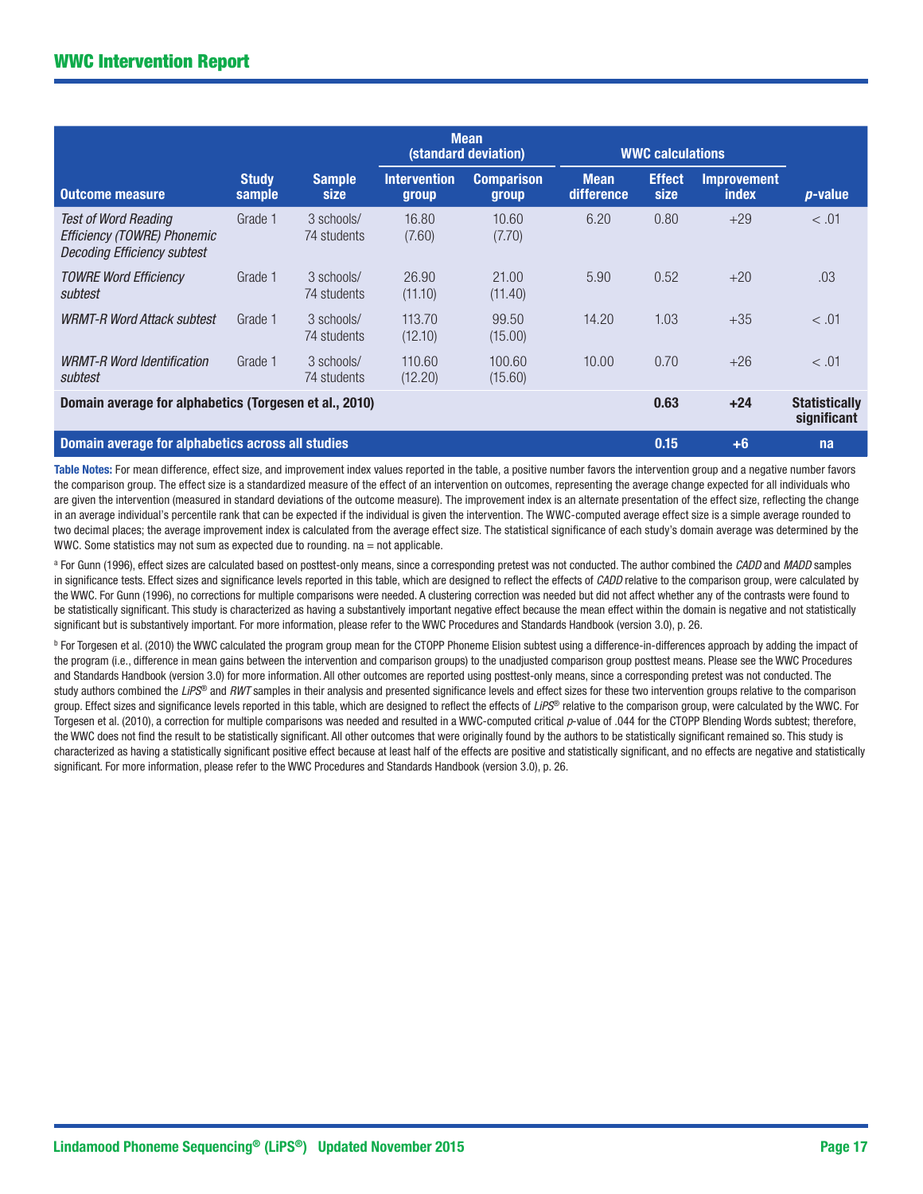| Outcome measure | Study sample | Sample size | Mean (standard deviation) | | WWC calculations | | | *p*-value |
|---|---|---|---|---|---|---|---|---|
| | | | Intervention group | Comparison group | Mean difference | Effect size | Improvement index | |
| *Test of Word Reading Efficiency (TOWRE) Phonemic Decoding Efficiency subtest* | Grade 1 | 3 schools/ 74 students | 16.80 (7.60) | 10.60 (7.70) | 6.20 | 0.80 | +29 | < .01 |
| *TOWRE Word Efficiency subtest* | Grade 1 | 3 schools/ 74 students | 26.90 (11.10) | 21.00 (11.40) | 5.90 | 0.52 | +20 | .03 |
| *WRMT-R Word Attack subtest* | Grade 1 | 3 schools/ 74 students | 113.70 (12.10) | 99.50 (15.00) | 14.20 | 1.03 | +35 | < .01 |
| *WRMT-R Word Identification subtest* | Grade 1 | 3 schools/ 74 students | 110.60 (12.20) | 100.60 (15.60) | 10.00 | 0.70 | +26 | < .01 |
| **Domain average for alphabetics (Torgesen et al., 2010)** | | | | | | **0.63** | **+24** | **Statistically significant** |
| **Domain average for alphabetics across all studies** | | | | | | **0.15** | **+6** | **na** |

**Table Notes:** For mean difference, effect size, and improvement index values reported in the table, a positive number favors the intervention group and a negative number favors the comparison group. The effect size is a standardized measure of the effect of an intervention on outcomes, representing the average change expected for all individuals who are given the intervention (measured in standard deviations of the outcome measure). The improvement index is an alternate presentation of the effect size, reflecting the change in an average individual's percentile rank that can be expected if the individual is given the intervention. The WWC-computed average effect size is a simple average rounded to two decimal places; the average improvement index is calculated from the average effect size. The statistical significance of each study's domain average was determined by the WWC. Some statistics may not sum as expected due to rounding. na = not applicable.

[a] For Gunn (1996), effect sizes are calculated based on posttest-only means, since a corresponding pretest was not conducted. The author combined the *CADD* and *MADD* samples in significance tests. Effect sizes and significance levels reported in this table, which are designed to reflect the effects of *CADD* relative to the comparison group, were calculated by the WWC. For Gunn (1996), no corrections for multiple comparisons were needed. A clustering correction was needed but did not affect whether any of the contrasts were found to be statistically significant. This study is characterized as having a substantively important negative effect because the mean effect within the domain is negative and not statistically significant but is substantively important. For more information, please refer to the WWC Procedures and Standards Handbook (version 3.0), p. 26.

[b] For Torgesen et al. (2010) the WWC calculated the program group mean for the CTOPP Phoneme Elision subtest using a difference-in-differences approach by adding the impact of the program (i.e., difference in mean gains between the intervention and comparison groups) to the unadjusted comparison group posttest means. Please see the WWC Procedures and Standards Handbook (version 3.0) for more information. All other outcomes are reported using posttest-only means, since a corresponding pretest was not conducted. The study authors combined the *LiPS®* and *RWT* samples in their analysis and presented significance levels and effect sizes for these two intervention groups relative to the comparison group. Effect sizes and significance levels reported in this table, which are designed to reflect the effects of *LiPS®* relative to the comparison group, were calculated by the WWC. For Torgesen et al. (2010), a correction for multiple comparisons was needed and resulted in a WWC-computed critical *p*-value of .044 for the CTOPP Blending Words subtest; therefore, the WWC does not find the result to be statistically significant. All other outcomes that were originally found by the authors to be statistically significant remained so. This study is characterized as having a statistically significant positive effect because at least half of the effects are positive and statistically significant, and no effects are negative and statistically significant. For more information, please refer to the WWC Procedures and Standards Handbook (version 3.0), p. 26.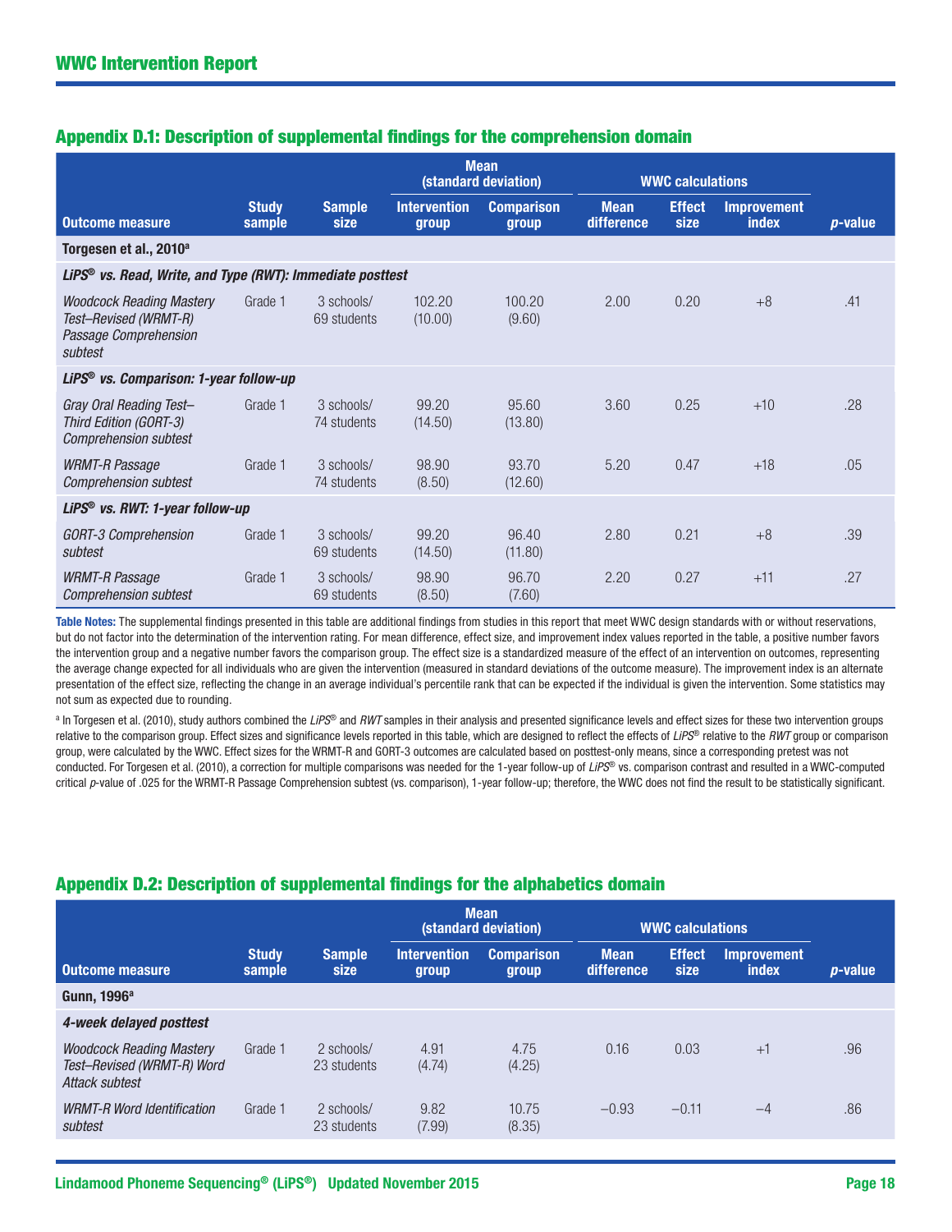## Appendix D.1: Description of supplemental findings for the comprehension domain

| | | | Mean (standard deviation) | | WWC calculations | | | |
|---|---|---|---|---|---|---|---|---|
| Outcome measure | Study sample | Sample size | Intervention group | Comparison group | Mean difference | Effect size | Improvement index | *p*-value |
| **Torgesen et al., 2010[a]** | | | | | | | | |
| ***LiPS® vs. Read, Write, and Type (RWT): Immediate posttest*** | | | | | | | | |
| *Woodcock Reading Mastery Test–Revised (WRMT-R) Passage Comprehension subtest* | Grade 1 | 3 schools/ 69 students | 102.20 (10.00) | 100.20 (9.60) | 2.00 | 0.20 | +8 | .41 |
| ***LiPS® vs. Comparison: 1-year follow-up*** | | | | | | | | |
| *Gray Oral Reading Test–Third Edition (GORT-3) Comprehension subtest* | Grade 1 | 3 schools/ 74 students | 99.20 (14.50) | 95.60 (13.80) | 3.60 | 0.25 | +10 | .28 |
| *WRMT-R Passage Comprehension subtest* | Grade 1 | 3 schools/ 74 students | 98.90 (8.50) | 93.70 (12.60) | 5.20 | 0.47 | +18 | .05 |
| ***LiPS® vs. RWT: 1-year follow-up*** | | | | | | | | |
| *GORT-3 Comprehension subtest* | Grade 1 | 3 schools/ 69 students | 99.20 (14.50) | 96.40 (11.80) | 2.80 | 0.21 | +8 | .39 |
| *WRMT-R Passage Comprehension subtest* | Grade 1 | 3 schools/ 69 students | 98.90 (8.50) | 96.70 (7.60) | 2.20 | 0.27 | +11 | .27 |

**Table Notes:** The supplemental findings presented in this table are additional findings from studies in this report that meet WWC design standards with or without reservations, but do not factor into the determination of the intervention rating. For mean difference, effect size, and improvement index values reported in the table, a positive number favors the intervention group and a negative number favors the comparison group. The effect size is a standardized measure of the effect of an intervention on outcomes, representing the average change expected for all individuals who are given the intervention (measured in standard deviations of the outcome measure). The improvement index is an alternate presentation of the effect size, reflecting the change in an average individual's percentile rank that can be expected if the individual is given the intervention. Some statistics may not sum as expected due to rounding.

[a] In Torgesen et al. (2010), study authors combined the *LiPS®* and *RWT* samples in their analysis and presented significance levels and effect sizes for these two intervention groups relative to the comparison group. Effect sizes and significance levels reported in this table, which are designed to reflect the effects of *LiPS®* relative to the *RWT* group or comparison group, were calculated by the WWC. Effect sizes for the WRMT-R and GORT-3 outcomes are calculated based on posttest-only means, since a corresponding pretest was not conducted. For Torgesen et al. (2010), a correction for multiple comparisons was needed for the 1-year follow-up of *LiPS®* vs. comparison contrast and resulted in a WWC-computed critical *p*-value of .025 for the WRMT-R Passage Comprehension subtest (vs. comparison), 1-year follow-up; therefore, the WWC does not find the result to be statistically significant.

## Appendix D.2: Description of supplemental findings for the alphabetics domain

| | | | Mean (standard deviation) | | WWC calculations | | | |
|---|---|---|---|---|---|---|---|---|
| Outcome measure | Study sample | Sample size | Intervention group | Comparison group | Mean difference | Effect size | Improvement index | *p*-value |
| **Gunn, 1996[a]** | | | | | | | | |
| ***4-week delayed posttest*** | | | | | | | | |
| *Woodcock Reading Mastery Test–Revised (WRMT-R) Word Attack subtest* | Grade 1 | 2 schools/ 23 students | 4.91 (4.74) | 4.75 (4.25) | 0.16 | 0.03 | +1 | .96 |
| *WRMT-R Word Identification subtest* | Grade 1 | 2 schools/ 23 students | 9.82 (7.99) | 10.75 (8.35) | −0.93 | −0.11 | −4 | .86 |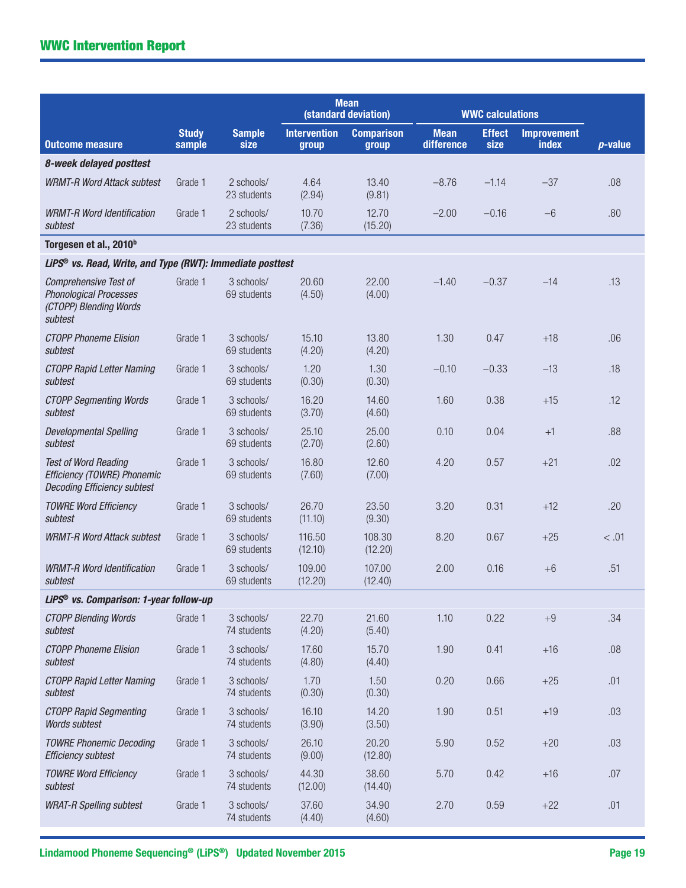| Outcome measure | Study sample | Sample size | Mean (standard deviation) | | WWC calculations | | | *p*-value |
|---|---|---|---|---|---|---|---|---|
| | | | Intervention group | Comparison group | Mean difference | Effect size | Improvement index | |
| ***8-week delayed posttest*** | | | | | | | | |
| *WRMT-R Word Attack subtest* | Grade 1 | 2 schools/ 23 students | 4.64 (2.94) | 13.40 (9.81) | –8.76 | –1.14 | –37 | .08 |
| *WRMT-R Word Identification subtest* | Grade 1 | 2 schools/ 23 students | 10.70 (7.36) | 12.70 (15.20) | –2.00 | –0.16 | –6 | .80 |
| **Torgesen et al., 2010[b]** | | | | | | | | |
| ***LiPS® vs. Read, Write, and Type (RWT): Immediate posttest*** | | | | | | | | |
| *Comprehensive Test of Phonological Processes (CTOPP) Blending Words subtest* | Grade 1 | 3 schools/ 69 students | 20.60 (4.50) | 22.00 (4.00) | –1.40 | –0.37 | –14 | .13 |
| *CTOPP Phoneme Elision subtest* | Grade 1 | 3 schools/ 69 students | 15.10 (4.20) | 13.80 (4.20) | 1.30 | 0.47 | +18 | .06 |
| *CTOPP Rapid Letter Naming subtest* | Grade 1 | 3 schools/ 69 students | 1.20 (0.30) | 1.30 (0.30) | –0.10 | –0.33 | –13 | .18 |
| *CTOPP Segmenting Words subtest* | Grade 1 | 3 schools/ 69 students | 16.20 (3.70) | 14.60 (4.60) | 1.60 | 0.38 | +15 | .12 |
| *Developmental Spelling subtest* | Grade 1 | 3 schools/ 69 students | 25.10 (2.70) | 25.00 (2.60) | 0.10 | 0.04 | +1 | .88 |
| *Test of Word Reading Efficiency (TOWRE) Phonemic Decoding Efficiency subtest* | Grade 1 | 3 schools/ 69 students | 16.80 (7.60) | 12.60 (7.00) | 4.20 | 0.57 | +21 | .02 |
| *TOWRE Word Efficiency subtest* | Grade 1 | 3 schools/ 69 students | 26.70 (11.10) | 23.50 (9.30) | 3.20 | 0.31 | +12 | .20 |
| *WRMT-R Word Attack subtest* | Grade 1 | 3 schools/ 69 students | 116.50 (12.10) | 108.30 (12.20) | 8.20 | 0.67 | +25 | < .01 |
| *WRMT-R Word Identification subtest* | Grade 1 | 3 schools/ 69 students | 109.00 (12.20) | 107.00 (12.40) | 2.00 | 0.16 | +6 | .51 |
| ***LiPS® vs. Comparison: 1-year follow-up*** | | | | | | | | |
| *CTOPP Blending Words subtest* | Grade 1 | 3 schools/ 74 students | 22.70 (4.20) | 21.60 (5.40) | 1.10 | 0.22 | +9 | .34 |
| *CTOPP Phoneme Elision subtest* | Grade 1 | 3 schools/ 74 students | 17.60 (4.80) | 15.70 (4.40) | 1.90 | 0.41 | +16 | .08 |
| *CTOPP Rapid Letter Naming subtest* | Grade 1 | 3 schools/ 74 students | 1.70 (0.30) | 1.50 (0.30) | 0.20 | 0.66 | +25 | .01 |
| *CTOPP Rapid Segmenting Words subtest* | Grade 1 | 3 schools/ 74 students | 16.10 (3.90) | 14.20 (3.50) | 1.90 | 0.51 | +19 | .03 |
| *TOWRE Phonemic Decoding Efficiency subtest* | Grade 1 | 3 schools/ 74 students | 26.10 (9.00) | 20.20 (12.80) | 5.90 | 0.52 | +20 | .03 |
| *TOWRE Word Efficiency subtest* | Grade 1 | 3 schools/ 74 students | 44.30 (12.00) | 38.60 (14.40) | 5.70 | 0.42 | +16 | .07 |
| *WRAT-R Spelling subtest* | Grade 1 | 3 schools/ 74 students | 37.60 (4.40) | 34.90 (4.60) | 2.70 | 0.59 | +22 | .01 |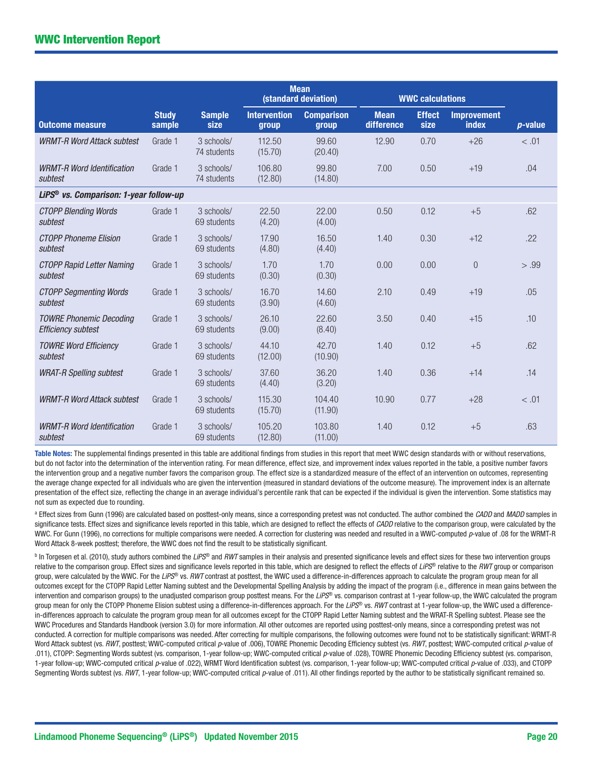| Outcome measure | Study sample | Sample size | Mean (standard deviation) | | WWC calculations | | | *p*-value |
|---|---|---|---|---|---|---|---|---|
| | | | Intervention group | Comparison group | Mean difference | Effect size | Improvement index | |
| *WRMT-R Word Attack subtest* | Grade 1 | 3 schools/ 74 students | 112.50 (15.70) | 99.60 (20.40) | 12.90 | 0.70 | +26 | < .01 |
| *WRMT-R Word Identification subtest* | Grade 1 | 3 schools/ 74 students | 106.80 (12.80) | 99.80 (14.80) | 7.00 | 0.50 | +19 | .04 |
| ***LiPS® vs. Comparison: 1-year follow-up*** | | | | | | | | |
| *CTOPP Blending Words subtest* | Grade 1 | 3 schools/ 69 students | 22.50 (4.20) | 22.00 (4.00) | 0.50 | 0.12 | +5 | .62 |
| *CTOPP Phoneme Elision subtest* | Grade 1 | 3 schools/ 69 students | 17.90 (4.80) | 16.50 (4.40) | 1.40 | 0.30 | +12 | .22 |
| *CTOPP Rapid Letter Naming subtest* | Grade 1 | 3 schools/ 69 students | 1.70 (0.30) | 1.70 (0.30) | 0.00 | 0.00 | 0 | > .99 |
| *CTOPP Segmenting Words subtest* | Grade 1 | 3 schools/ 69 students | 16.70 (3.90) | 14.60 (4.60) | 2.10 | 0.49 | +19 | .05 |
| *TOWRE Phonemic Decoding Efficiency subtest* | Grade 1 | 3 schools/ 69 students | 26.10 (9.00) | 22.60 (8.40) | 3.50 | 0.40 | +15 | .10 |
| *TOWRE Word Efficiency subtest* | Grade 1 | 3 schools/ 69 students | 44.10 (12.00) | 42.70 (10.90) | 1.40 | 0.12 | +5 | .62 |
| *WRAT-R Spelling subtest* | Grade 1 | 3 schools/ 69 students | 37.60 (4.40) | 36.20 (3.20) | 1.40 | 0.36 | +14 | .14 |
| *WRMT-R Word Attack subtest* | Grade 1 | 3 schools/ 69 students | 115.30 (15.70) | 104.40 (11.90) | 10.90 | 0.77 | +28 | < .01 |
| *WRMT-R Word Identification subtest* | Grade 1 | 3 schools/ 69 students | 105.20 (12.80) | 103.80 (11.00) | 1.40 | 0.12 | +5 | .63 |

**Table Notes:** The supplemental findings presented in this table are additional findings from studies in this report that meet WWC design standards with or without reservations, but do not factor into the determination of the intervention rating. For mean difference, effect size, and improvement index values reported in the table, a positive number favors the intervention group and a negative number favors the comparison group. The effect size is a standardized measure of the effect of an intervention on outcomes, representing the average change expected for all individuals who are given the intervention (measured in standard deviations of the outcome measure). The improvement index is an alternate presentation of the effect size, reflecting the change in an average individual's percentile rank that can be expected if the individual is given the intervention. Some statistics may not sum as expected due to rounding.

[a] Effect sizes from Gunn (1996) are calculated based on posttest-only means, since a corresponding pretest was not conducted. The author combined the *CADD* and *MADD* samples in significance tests. Effect sizes and significance levels reported in this table, which are designed to reflect the effects of *CADD* relative to the comparison group, were calculated by the WWC. For Gunn (1996), no corrections for multiple comparisons were needed. A correction for clustering was needed and resulted in a WWC-computed *p*-value of .08 for the WRMT-R Word Attack 8-week posttest; therefore, the WWC does not find the result to be statistically significant.

[b] In Torgesen et al. (2010), study authors combined the *LiPS®* and *RWT* samples in their analysis and presented significance levels and effect sizes for these two intervention groups relative to the comparison group. Effect sizes and significance levels reported in this table, which are designed to reflect the effects of *LiPS®* relative to the *RWT* group or comparison group, were calculated by the WWC. For the *LiPS®* vs. *RWT* contrast at posttest, the WWC used a difference-in-differences approach to calculate the program group mean for all outcomes except for the CTOPP Rapid Letter Naming subtest and the Developmental Spelling Analysis by adding the impact of the program (i.e., difference in mean gains between the intervention and comparison groups) to the unadjusted comparison group posttest means. For the *LiPS®* vs. comparison contrast at 1-year follow-up, the WWC calculated the program group mean for only the CTOPP Phoneme Elision subtest using a difference-in-differences approach. For the *LiPS®* vs. *RWT* contrast at 1-year follow-up, the WWC used a difference-in-differences approach to calculate the program group mean for all outcomes except for the CTOPP Rapid Letter Naming subtest and the WRAT-R Spelling subtest. Please see the WWC Procedures and Standards Handbook (version 3.0) for more information. All other outcomes are reported using posttest-only means, since a corresponding pretest was not conducted. A correction for multiple comparisons was needed. After correcting for multiple comparisons, the following outcomes were found not to be statistically significant: WRMT-R Word Attack subtest (vs. *RWT*, posttest; WWC-computed critical *p*-value of .006), TOWRE Phonemic Decoding Efficiency subtest (vs. *RWT*, posttest; WWC-computed critical *p*-value of .011), CTOPP: Segmenting Words subtest (vs. comparison, 1-year follow-up; WWC-computed critical *p*-value of .028), TOWRE Phonemic Decoding Efficiency subtest (vs. comparison, 1-year follow-up; WWC-computed critical *p*-value of .022), WRMT Word Identification subtest (vs. comparison, 1-year follow-up; WWC-computed critical *p*-value of .033), and CTOPP Segmenting Words subtest (vs. *RWT*, 1-year follow-up; WWC-computed critical *p*-value of .011). All other findings reported by the author to be statistically significant remained so.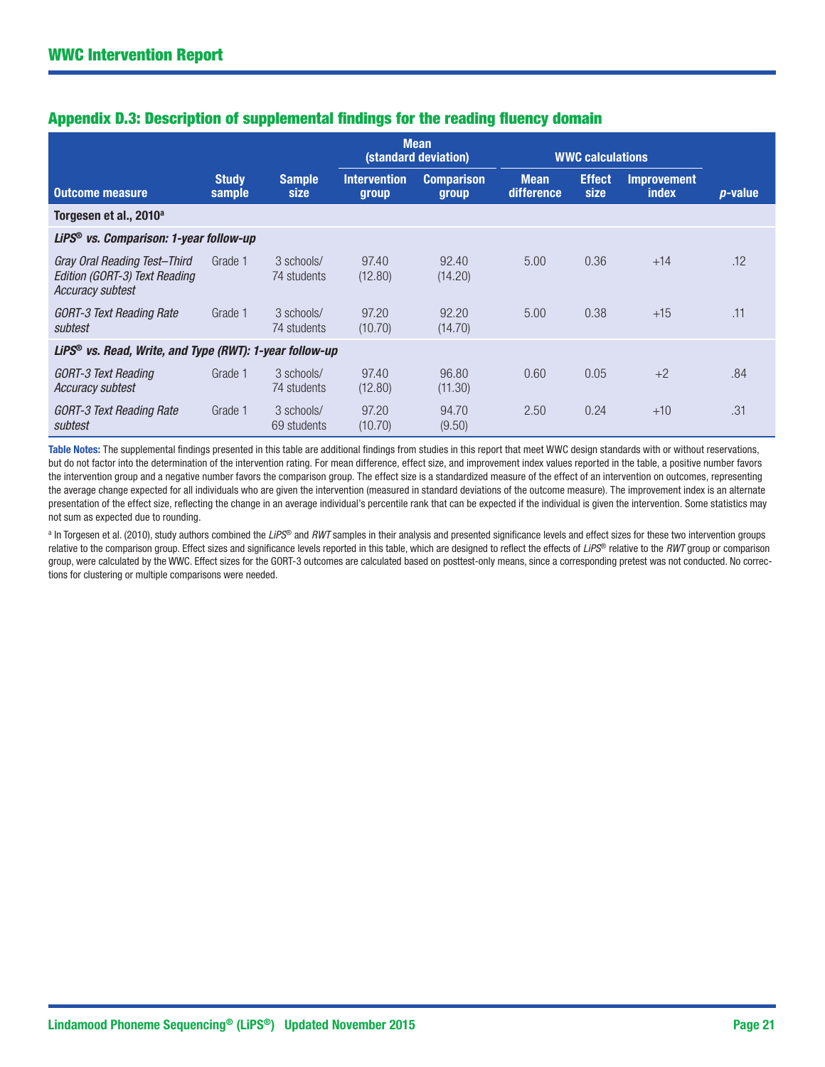## Appendix D.3: Description of supplemental findings for the reading fluency domain

| | | | Mean (standard deviation) | | WWC calculations | | | |
|---|---|---|---|---|---|---|---|---|
| **Outcome measure** | **Study sample** | **Sample size** | **Intervention group** | **Comparison group** | **Mean difference** | **Effect size** | **Improvement index** | ***p*-value** |
| **Torgesen et al., 2010[a]** | | | | | | | | |
| ***LiPS® vs. Comparison: 1-year follow-up*** | | | | | | | | |
| *Gray Oral Reading Test–Third Edition (GORT-3) Text Reading Accuracy subtest* | Grade 1 | 3 schools/ 74 students | 97.40 (12.80) | 92.40 (14.20) | 5.00 | 0.36 | +14 | .12 |
| *GORT-3 Text Reading Rate subtest* | Grade 1 | 3 schools/ 74 students | 97.20 (10.70) | 92.20 (14.70) | 5.00 | 0.38 | +15 | .11 |
| ***LiPS® vs. Read, Write, and Type (RWT): 1-year follow-up*** | | | | | | | | |
| *GORT-3 Text Reading Accuracy subtest* | Grade 1 | 3 schools/ 74 students | 97.40 (12.80) | 96.80 (11.30) | 0.60 | 0.05 | +2 | .84 |
| *GORT-3 Text Reading Rate subtest* | Grade 1 | 3 schools/ 69 students | 97.20 (10.70) | 94.70 (9.50) | 2.50 | 0.24 | +10 | .31 |

**Table Notes:** The supplemental findings presented in this table are additional findings from studies in this report that meet WWC design standards with or without reservations, but do not factor into the determination of the intervention rating. For mean difference, effect size, and improvement index values reported in the table, a positive number favors the intervention group and a negative number favors the comparison group. The effect size is a standardized measure of the effect of an intervention on outcomes, representing the average change expected for all individuals who are given the intervention (measured in standard deviations of the outcome measure). The improvement index is an alternate presentation of the effect size, reflecting the change in an average individual's percentile rank that can be expected if the individual is given the intervention. Some statistics may not sum as expected due to rounding.

[a] In Torgesen et al. (2010), study authors combined the *LiPS®* and *RWT* samples in their analysis and presented significance levels and effect sizes for these two intervention groups relative to the comparison group. Effect sizes and significance levels reported in this table, which are designed to reflect the effects of *LiPS®* relative to the *RWT* group or comparison group, were calculated by the WWC. Effect sizes for the GORT-3 outcomes are calculated based on posttest-only means, since a corresponding pretest was not conducted. No corrections for clustering or multiple comparisons were needed.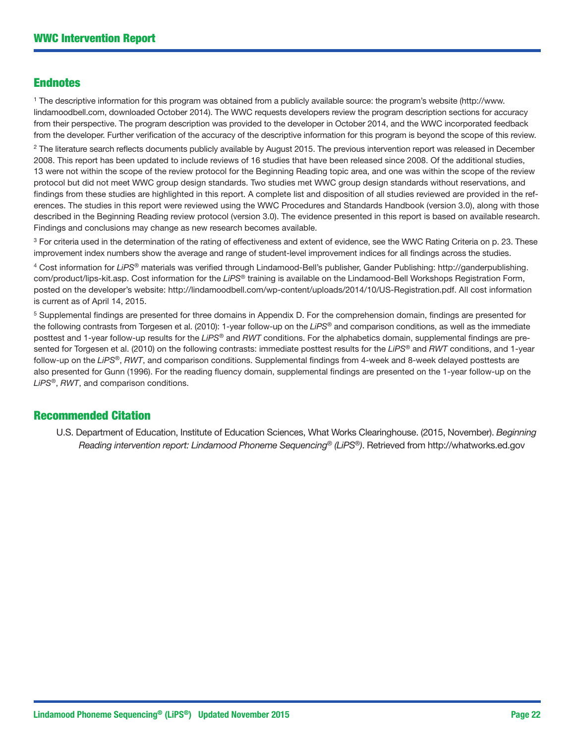## Endnotes

[1] The descriptive information for this program was obtained from a publicly available source: the program's website (http://www.lindamoodbell.com, downloaded October 2014). The WWC requests developers review the program description sections for accuracy from their perspective. The program description was provided to the developer in October 2014, and the WWC incorporated feedback from the developer. Further verification of the accuracy of the descriptive information for this program is beyond the scope of this review.

[2] The literature search reflects documents publicly available by August 2015. The previous intervention report was released in December 2008. This report has been updated to include reviews of 16 studies that have been released since 2008. Of the additional studies, 13 were not within the scope of the review protocol for the Beginning Reading topic area, and one was within the scope of the review protocol but did not meet WWC group design standards. Two studies met WWC group design standards without reservations, and findings from these studies are highlighted in this report. A complete list and disposition of all studies reviewed are provided in the references. The studies in this report were reviewed using the WWC Procedures and Standards Handbook (version 3.0), along with those described in the Beginning Reading review protocol (version 3.0). The evidence presented in this report is based on available research. Findings and conclusions may change as new research becomes available.

[3] For criteria used in the determination of the rating of effectiveness and extent of evidence, see the WWC Rating Criteria on p. 23. These improvement index numbers show the average and range of student-level improvement indices for all findings across the studies.

[4] Cost information for *LiPS*® materials was verified through Lindamood-Bell's publisher, Gander Publishing: http://ganderpublishing.com/product/lips-kit.asp. Cost information for the *LiPS*® training is available on the Lindamood-Bell Workshops Registration Form, posted on the developer's website: http://lindamoodbell.com/wp-content/uploads/2014/10/US-Registration.pdf. All cost information is current as of April 14, 2015.

[5] Supplemental findings are presented for three domains in Appendix D. For the comprehension domain, findings are presented for the following contrasts from Torgesen et al. (2010): 1-year follow-up on the *LiPS*® and comparison conditions, as well as the immediate posttest and 1-year follow-up results for the *LiPS*® and *RWT* conditions. For the alphabetics domain, supplemental findings are presented for Torgesen et al. (2010) on the following contrasts: immediate posttest results for the *LiPS*® and *RWT* conditions, and 1-year follow-up on the *LiPS*®, *RWT*, and comparison conditions. Supplemental findings from 4-week and 8-week delayed posttests are also presented for Gunn (1996). For the reading fluency domain, supplemental findings are presented on the 1-year follow-up on the *LiPS*®, *RWT*, and comparison conditions.

## Recommended Citation

U.S. Department of Education, Institute of Education Sciences, What Works Clearinghouse. (2015, November). *Beginning Reading intervention report: Lindamood Phoneme Sequencing® (LiPS®)*. Retrieved from http://whatworks.ed.gov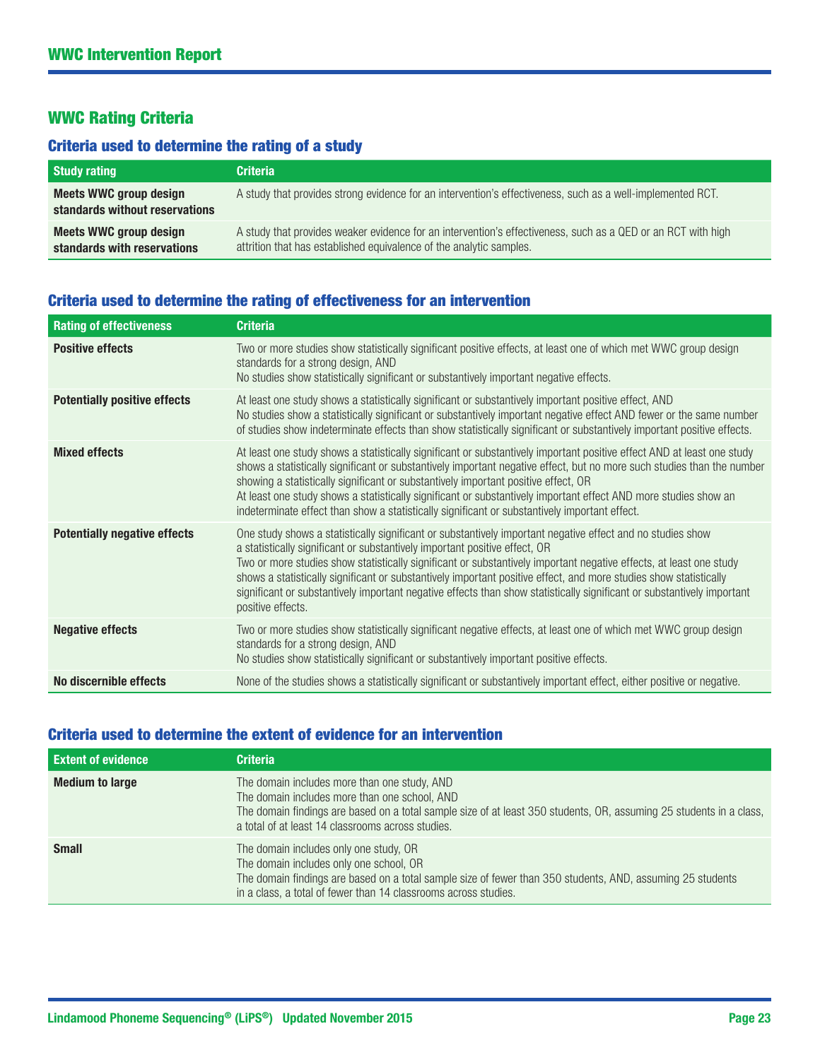## WWC Rating Criteria

### Criteria used to determine the rating of a study

| Study rating | Criteria |
|---|---|
| **Meets WWC group design standards without reservations** | A study that provides strong evidence for an intervention's effectiveness, such as a well-implemented RCT. |
| **Meets WWC group design standards with reservations** | A study that provides weaker evidence for an intervention's effectiveness, such as a QED or an RCT with high attrition that has established equivalence of the analytic samples. |

### Criteria used to determine the rating of effectiveness for an intervention

| Rating of effectiveness | Criteria |
|---|---|
| **Positive effects** | Two or more studies show statistically significant positive effects, at least one of which met WWC group design standards for a strong design, AND<br>No studies show statistically significant or substantively important negative effects. |
| **Potentially positive effects** | At least one study shows a statistically significant or substantively important positive effect, AND<br>No studies show a statistically significant or substantively important negative effect AND fewer or the same number of studies show indeterminate effects than show statistically significant or substantively important positive effects. |
| **Mixed effects** | At least one study shows a statistically significant or substantively important positive effect AND at least one study shows a statistically significant or substantively important negative effect, but no more such studies than the number showing a statistically significant or substantively important positive effect, OR<br>At least one study shows a statistically significant or substantively important effect AND more studies show an indeterminate effect than show a statistically significant or substantively important effect. |
| **Potentially negative effects** | One study shows a statistically significant or substantively important negative effect and no studies show a statistically significant or substantively important positive effect, OR<br>Two or more studies show statistically significant or substantively important negative effects, at least one study shows a statistically significant or substantively important positive effect, and more studies show statistically significant or substantively important negative effects than show statistically significant or substantively important positive effects. |
| **Negative effects** | Two or more studies show statistically significant negative effects, at least one of which met WWC group design standards for a strong design, AND<br>No studies show statistically significant or substantively important positive effects. |
| **No discernible effects** | None of the studies shows a statistically significant or substantively important effect, either positive or negative. |

### Criteria used to determine the extent of evidence for an intervention

| Extent of evidence | Criteria |
|---|---|
| **Medium to large** | The domain includes more than one study, AND<br>The domain includes more than one school, AND<br>The domain findings are based on a total sample size of at least 350 students, OR, assuming 25 students in a class, a total of at least 14 classrooms across studies. |
| **Small** | The domain includes only one study, OR<br>The domain includes only one school, OR<br>The domain findings are based on a total sample size of fewer than 350 students, AND, assuming 25 students in a class, a total of fewer than 14 classrooms across studies. |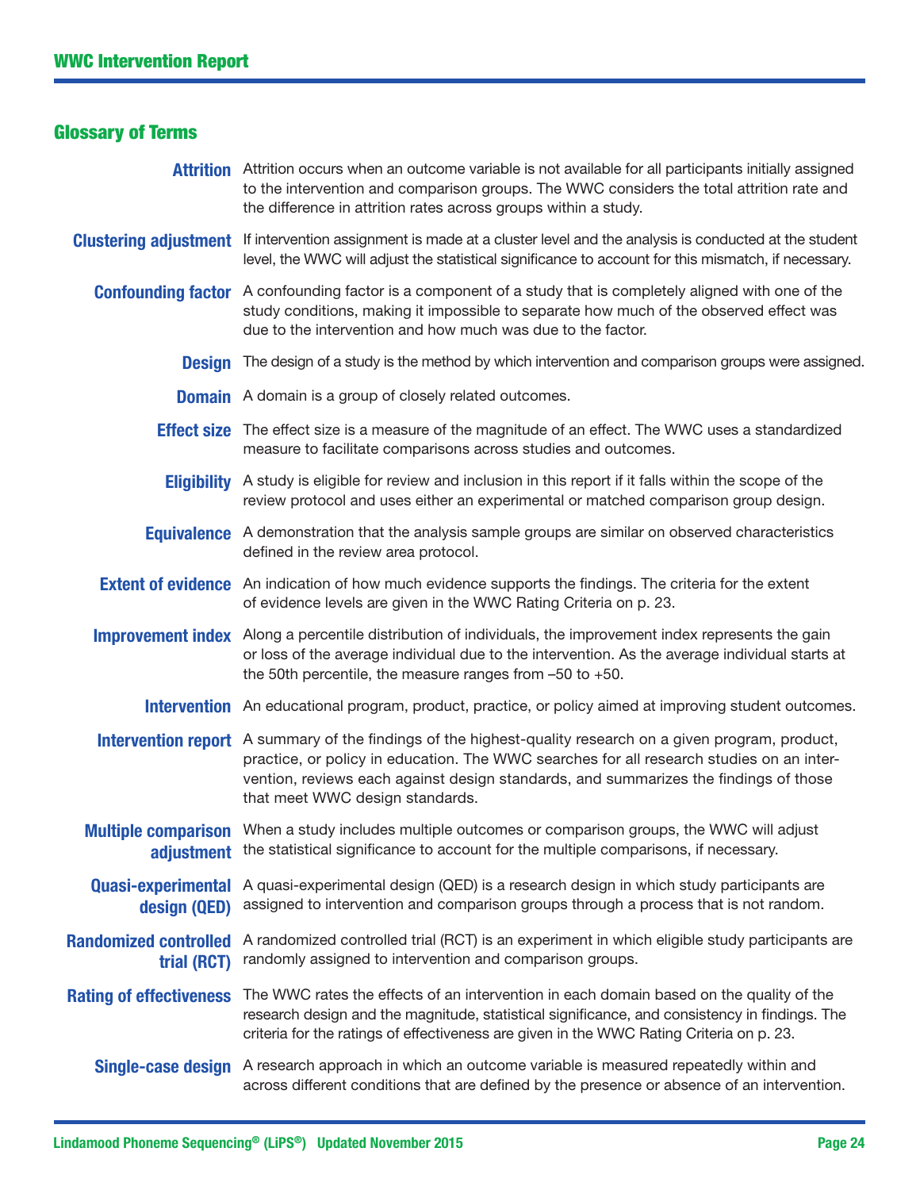## Glossary of Terms

**Attrition** Attrition occurs when an outcome variable is not available for all participants initially assigned to the intervention and comparison groups. The WWC considers the total attrition rate and the difference in attrition rates across groups within a study.

**Clustering adjustment** If intervention assignment is made at a cluster level and the analysis is conducted at the student level, the WWC will adjust the statistical significance to account for this mismatch, if necessary.

**Confounding factor** A confounding factor is a component of a study that is completely aligned with one of the study conditions, making it impossible to separate how much of the observed effect was due to the intervention and how much was due to the factor.

**Design** The design of a study is the method by which intervention and comparison groups were assigned.

**Domain** A domain is a group of closely related outcomes.

**Effect size** The effect size is a measure of the magnitude of an effect. The WWC uses a standardized measure to facilitate comparisons across studies and outcomes.

**Eligibility** A study is eligible for review and inclusion in this report if it falls within the scope of the review protocol and uses either an experimental or matched comparison group design.

**Equivalence** A demonstration that the analysis sample groups are similar on observed characteristics defined in the review area protocol.

**Extent of evidence** An indication of how much evidence supports the findings. The criteria for the extent of evidence levels are given in the WWC Rating Criteria on p. 23.

**Improvement index** Along a percentile distribution of individuals, the improvement index represents the gain or loss of the average individual due to the intervention. As the average individual starts at the 50th percentile, the measure ranges from –50 to +50.

**Intervention** An educational program, product, practice, or policy aimed at improving student outcomes.

**Intervention report** A summary of the findings of the highest-quality research on a given program, product, practice, or policy in education. The WWC searches for all research studies on an intervention, reviews each against design standards, and summarizes the findings of those that meet WWC design standards.

**Multiple comparison adjustment** When a study includes multiple outcomes or comparison groups, the WWC will adjust the statistical significance to account for the multiple comparisons, if necessary.

**Quasi-experimental design (QED)** A quasi-experimental design (QED) is a research design in which study participants are assigned to intervention and comparison groups through a process that is not random.

**Randomized controlled trial (RCT)** A randomized controlled trial (RCT) is an experiment in which eligible study participants are randomly assigned to intervention and comparison groups.

**Rating of effectiveness** The WWC rates the effects of an intervention in each domain based on the quality of the research design and the magnitude, statistical significance, and consistency in findings. The criteria for the ratings of effectiveness are given in the WWC Rating Criteria on p. 23.

**Single-case design** A research approach in which an outcome variable is measured repeatedly within and across different conditions that are defined by the presence or absence of an intervention.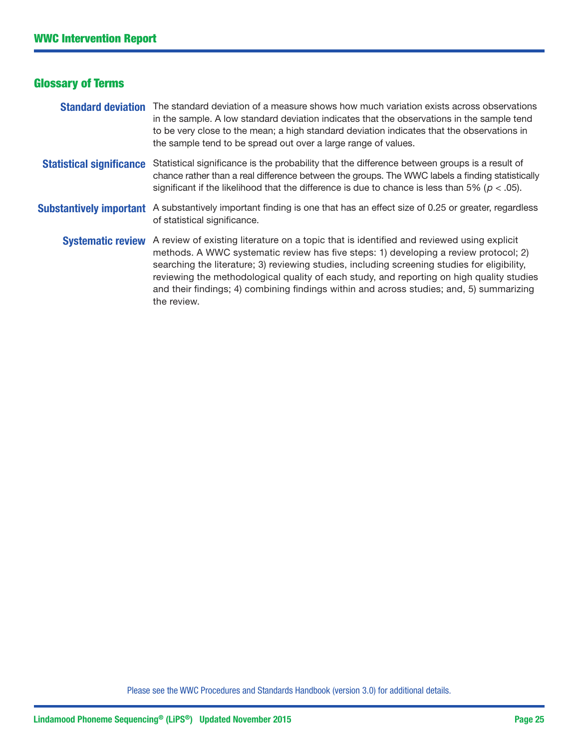## Glossary of Terms

**Standard deviation** The standard deviation of a measure shows how much variation exists across observations in the sample. A low standard deviation indicates that the observations in the sample tend to be very close to the mean; a high standard deviation indicates that the observations in the sample tend to be spread out over a large range of values.

**Statistical significance** Statistical significance is the probability that the difference between groups is a result of chance rather than a real difference between the groups. The WWC labels a finding statistically significant if the likelihood that the difference is due to chance is less than 5% ($p < .05$).

**Substantively important** A substantively important finding is one that has an effect size of 0.25 or greater, regardless of statistical significance.

**Systematic review** A review of existing literature on a topic that is identified and reviewed using explicit methods. A WWC systematic review has five steps: 1) developing a review protocol; 2) searching the literature; 3) reviewing studies, including screening studies for eligibility, reviewing the methodological quality of each study, and reporting on high quality studies and their findings; 4) combining findings within and across studies; and, 5) summarizing the review.

Please see the WWC Procedures and Standards Handbook (version 3.0) for additional details.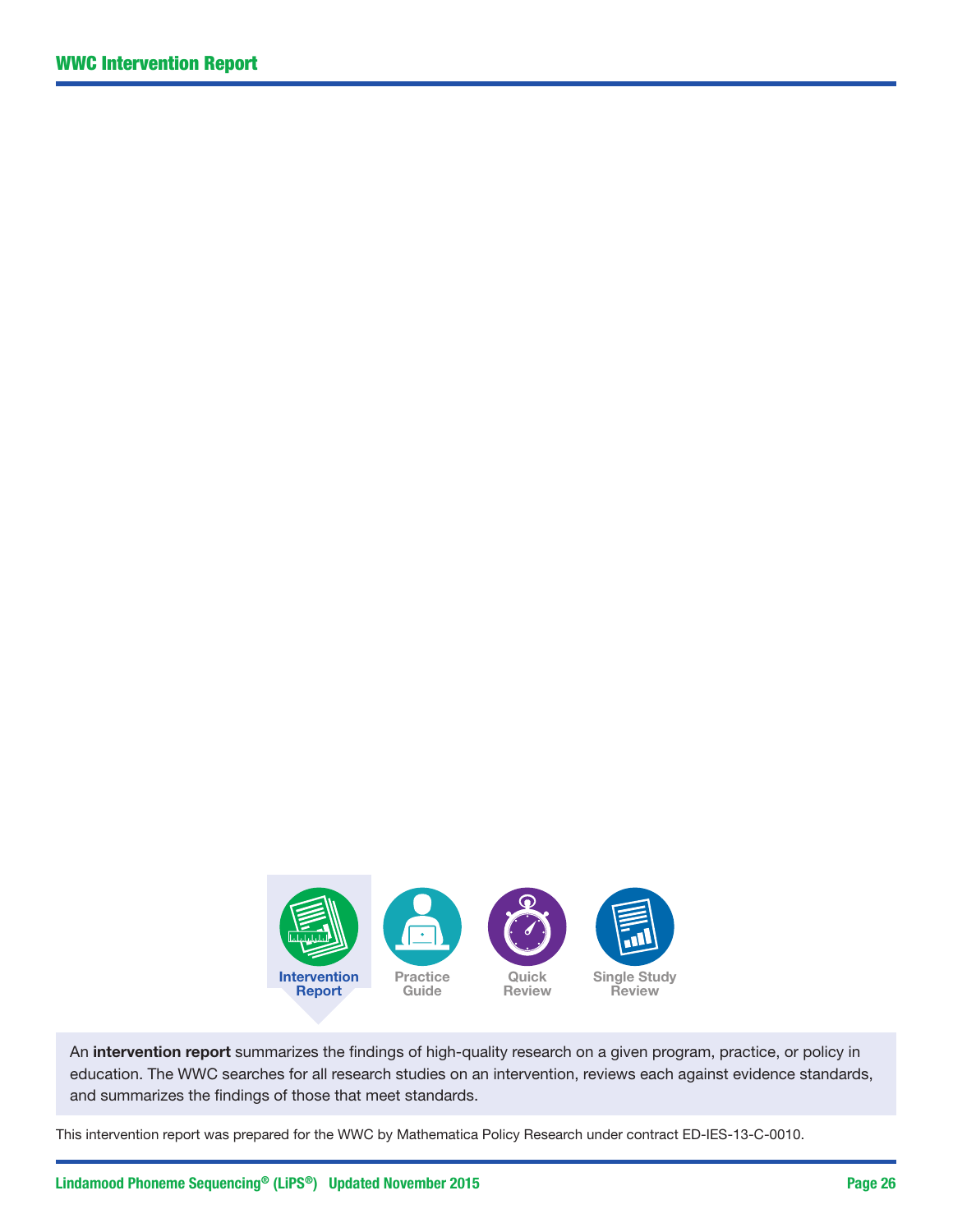Intervention Report

Practice Guide

Quick Review

Single Study Review

An **intervention report** summarizes the findings of high-quality research on a given program, practice, or policy in education. The WWC searches for all research studies on an intervention, reviews each against evidence standards, and summarizes the findings of those that meet standards.

This intervention report was prepared for the WWC by Mathematica Policy Research under contract ED-IES-13-C-0010.